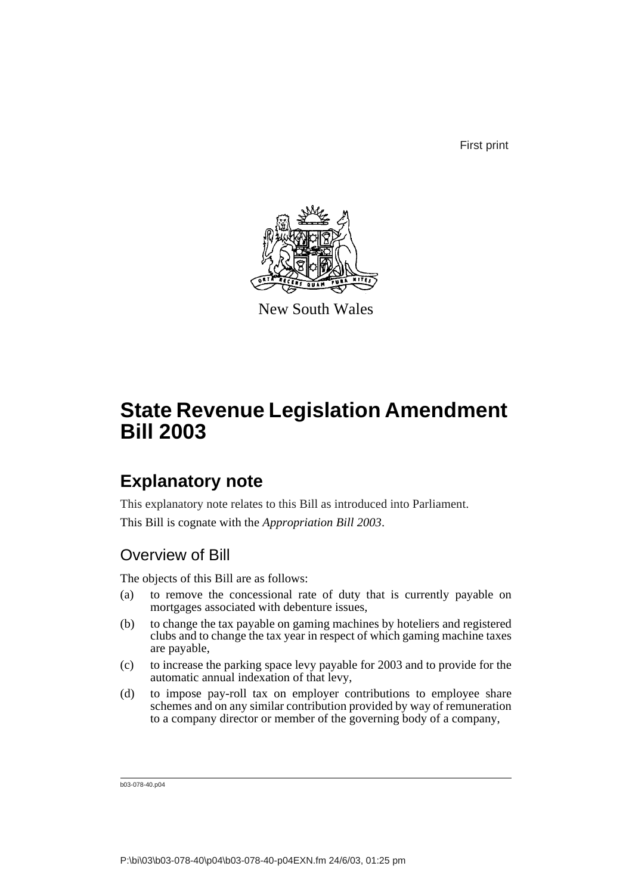First print

New South Wales

# State Revenue Legislation Amendment Bill 2003

## Explanatory note

This explanatory note relates to this Bill as introduced into Parliament.

This Bill is cognate with the *Appropriation Bill 2003*.

### Overview of Bill

The objects of this Bill are as follows:

(a) to remove the concessional rate of duty that is currently payable on mortgages associated with debenture issues,

(b) to change the tax payable on gaming machines by hoteliers and registered clubs and to change the tax year in respect of which gaming machine taxes are payable,

(c) to increase the parking space levy payable for 2003 and to provide for the automatic annual indexation of that levy,

(d) to impose pay-roll tax on employer contributions to employee share schemes and on any similar contribution provided by way of remuneration to a company director or member of the governing body of a company,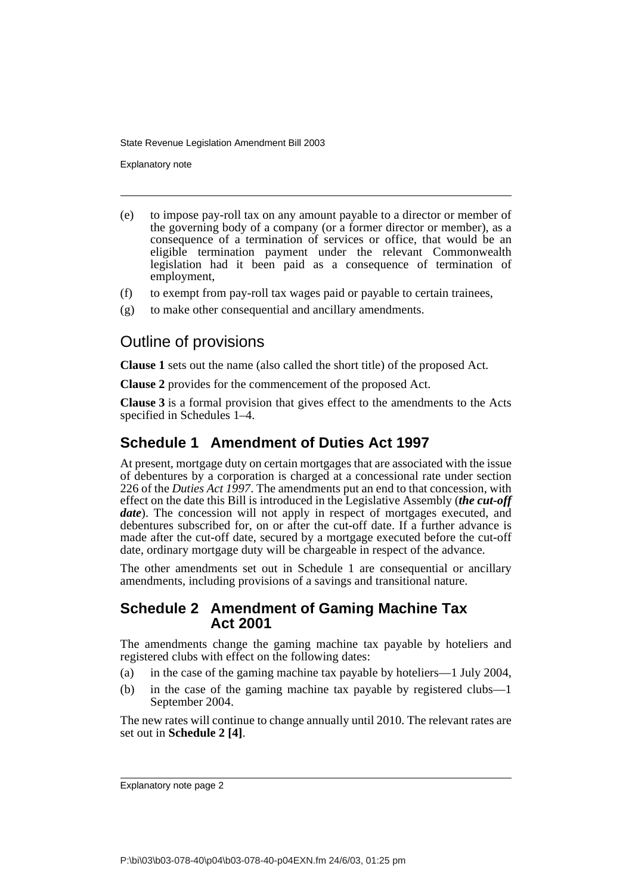(e) to impose pay-roll tax on any amount payable to a director or member of the governing body of a company (or a former director or member), as a consequence of a termination of services or office, that would be an eligible termination payment under the relevant Commonwealth legislation had it been paid as a consequence of termination of employment,

(f) to exempt from pay-roll tax wages paid or payable to certain trainees,

(g) to make other consequential and ancillary amendments.

## Outline of provisions

**Clause 1** sets out the name (also called the short title) of the proposed Act.

**Clause 2** provides for the commencement of the proposed Act.

**Clause 3** is a formal provision that gives effect to the amendments to the Acts specified in Schedules 1–4.

### Schedule 1 Amendment of Duties Act 1997

At present, mortgage duty on certain mortgages that are associated with the issue of debentures by a corporation is charged at a concessional rate under section 226 of the *Duties Act 1997*. The amendments put an end to that concession, with effect on the date this Bill is introduced in the Legislative Assembly (***the cut-off date***). The concession will not apply in respect of mortgages executed, and debentures subscribed for, on or after the cut-off date. If a further advance is made after the cut-off date, secured by a mortgage executed before the cut-off date, ordinary mortgage duty will be chargeable in respect of the advance.

The other amendments set out in Schedule 1 are consequential or ancillary amendments, including provisions of a savings and transitional nature.

### Schedule 2 Amendment of Gaming Machine Tax Act 2001

The amendments change the gaming machine tax payable by hoteliers and registered clubs with effect on the following dates:

(a) in the case of the gaming machine tax payable by hoteliers—1 July 2004,

(b) in the case of the gaming machine tax payable by registered clubs—1 September 2004.

The new rates will continue to change annually until 2010. The relevant rates are set out in **Schedule 2 [4]**.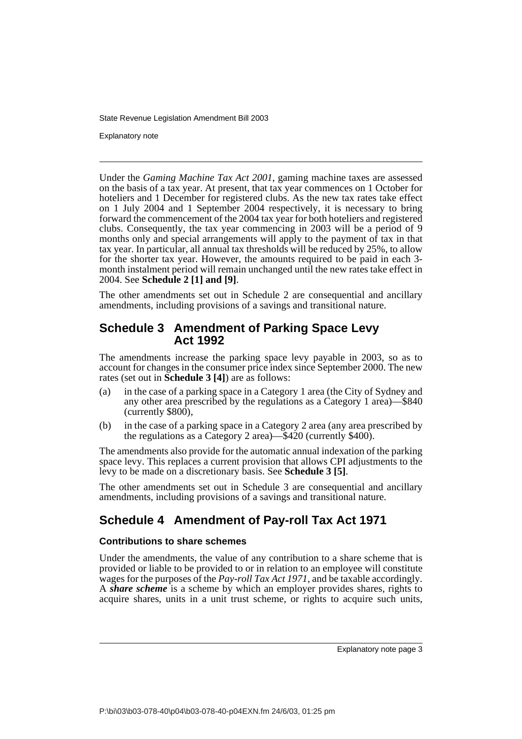Under the *Gaming Machine Tax Act 2001*, gaming machine taxes are assessed on the basis of a tax year. At present, that tax year commences on 1 October for hoteliers and 1 December for registered clubs. As the new tax rates take effect on 1 July 2004 and 1 September 2004 respectively, it is necessary to bring forward the commencement of the 2004 tax year for both hoteliers and registered clubs. Consequently, the tax year commencing in 2003 will be a period of 9 months only and special arrangements will apply to the payment of tax in that tax year. In particular, all annual tax thresholds will be reduced by 25%, to allow for the shorter tax year. However, the amounts required to be paid in each 3-month instalment period will remain unchanged until the new rates take effect in 2004. See **Schedule 2 [1] and [9]**.

The other amendments set out in Schedule 2 are consequential and ancillary amendments, including provisions of a savings and transitional nature.

## Schedule 3 Amendment of Parking Space Levy Act 1992

The amendments increase the parking space levy payable in 2003, so as to account for changes in the consumer price index since September 2000. The new rates (set out in **Schedule 3 [4]**) are as follows:

(a) in the case of a parking space in a Category 1 area (the City of Sydney and any other area prescribed by the regulations as a Category 1 area)—$840 (currently $800),

(b) in the case of a parking space in a Category 2 area (any area prescribed by the regulations as a Category 2 area)—$420 (currently $400).

The amendments also provide for the automatic annual indexation of the parking space levy. This replaces a current provision that allows CPI adjustments to the levy to be made on a discretionary basis. See **Schedule 3 [5]**.

The other amendments set out in Schedule 3 are consequential and ancillary amendments, including provisions of a savings and transitional nature.

## Schedule 4 Amendment of Pay-roll Tax Act 1971

### Contributions to share schemes

Under the amendments, the value of any contribution to a share scheme that is provided or liable to be provided to or in relation to an employee will constitute wages for the purposes of the *Pay-roll Tax Act 1971*, and be taxable accordingly. A ***share scheme*** is a scheme by which an employer provides shares, rights to acquire shares, units in a unit trust scheme, or rights to acquire such units,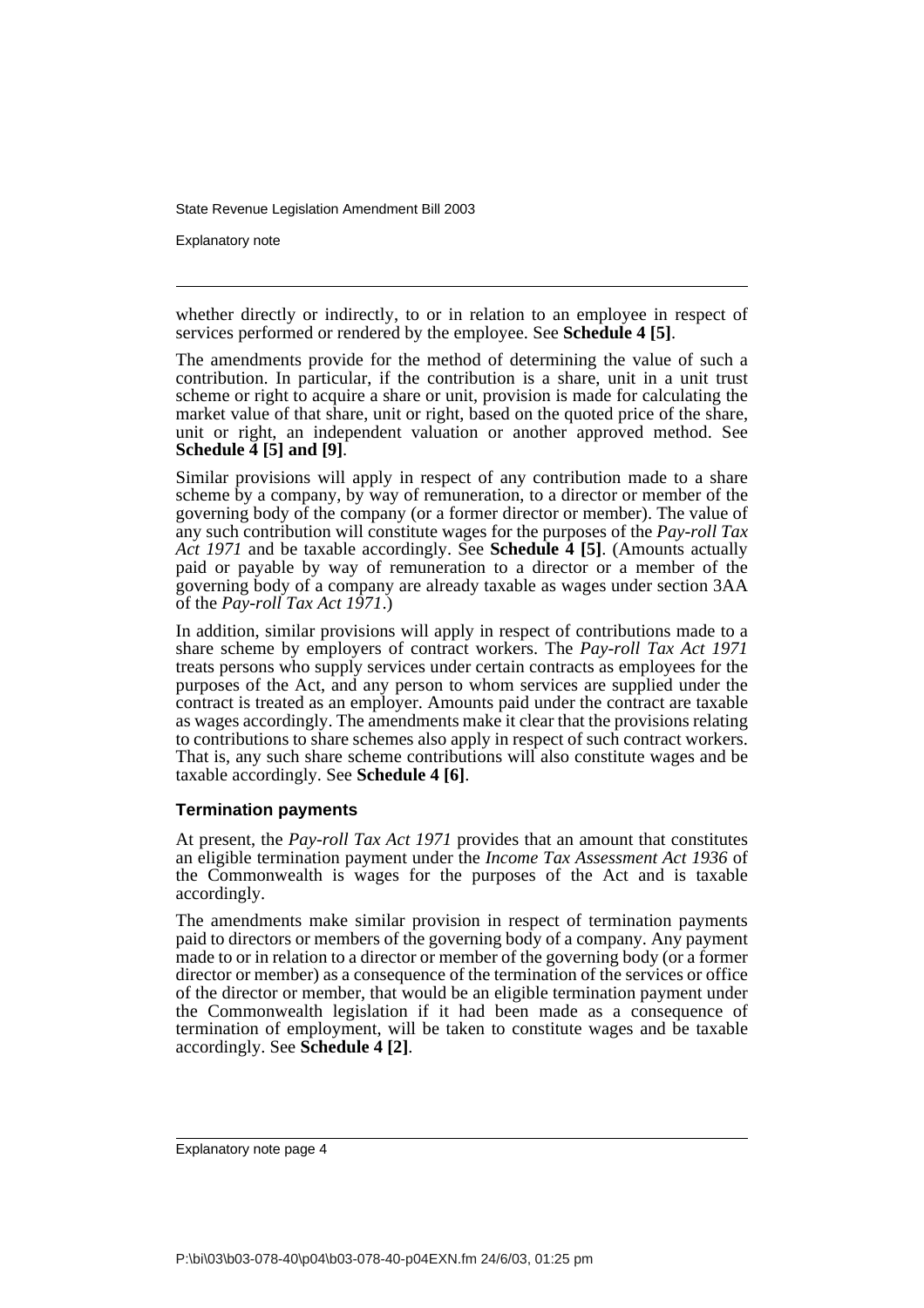whether directly or indirectly, to or in relation to an employee in respect of services performed or rendered by the employee. See **Schedule 4 [5]**.

The amendments provide for the method of determining the value of such a contribution. In particular, if the contribution is a share, unit in a unit trust scheme or right to acquire a share or unit, provision is made for calculating the market value of that share, unit or right, based on the quoted price of the share, unit or right, an independent valuation or another approved method. See **Schedule 4 [5] and [9]**.

Similar provisions will apply in respect of any contribution made to a share scheme by a company, by way of remuneration, to a director or member of the governing body of the company (or a former director or member). The value of any such contribution will constitute wages for the purposes of the *Pay-roll Tax Act 1971* and be taxable accordingly. See **Schedule 4 [5]**. (Amounts actually paid or payable by way of remuneration to a director or a member of the governing body of a company are already taxable as wages under section 3AA of the *Pay-roll Tax Act 1971*.)

In addition, similar provisions will apply in respect of contributions made to a share scheme by employers of contract workers. The *Pay-roll Tax Act 1971* treats persons who supply services under certain contracts as employees for the purposes of the Act, and any person to whom services are supplied under the contract is treated as an employer. Amounts paid under the contract are taxable as wages accordingly. The amendments make it clear that the provisions relating to contributions to share schemes also apply in respect of such contract workers. That is, any such share scheme contributions will also constitute wages and be taxable accordingly. See **Schedule 4 [6]**.

### Termination payments

At present, the *Pay-roll Tax Act 1971* provides that an amount that constitutes an eligible termination payment under the *Income Tax Assessment Act 1936* of the Commonwealth is wages for the purposes of the Act and is taxable accordingly.

The amendments make similar provision in respect of termination payments paid to directors or members of the governing body of a company. Any payment made to or in relation to a director or member of the governing body (or a former director or member) as a consequence of the termination of the services or office of the director or member, that would be an eligible termination payment under the Commonwealth legislation if it had been made as a consequence of termination of employment, will be taken to constitute wages and be taxable accordingly. See **Schedule 4 [2]**.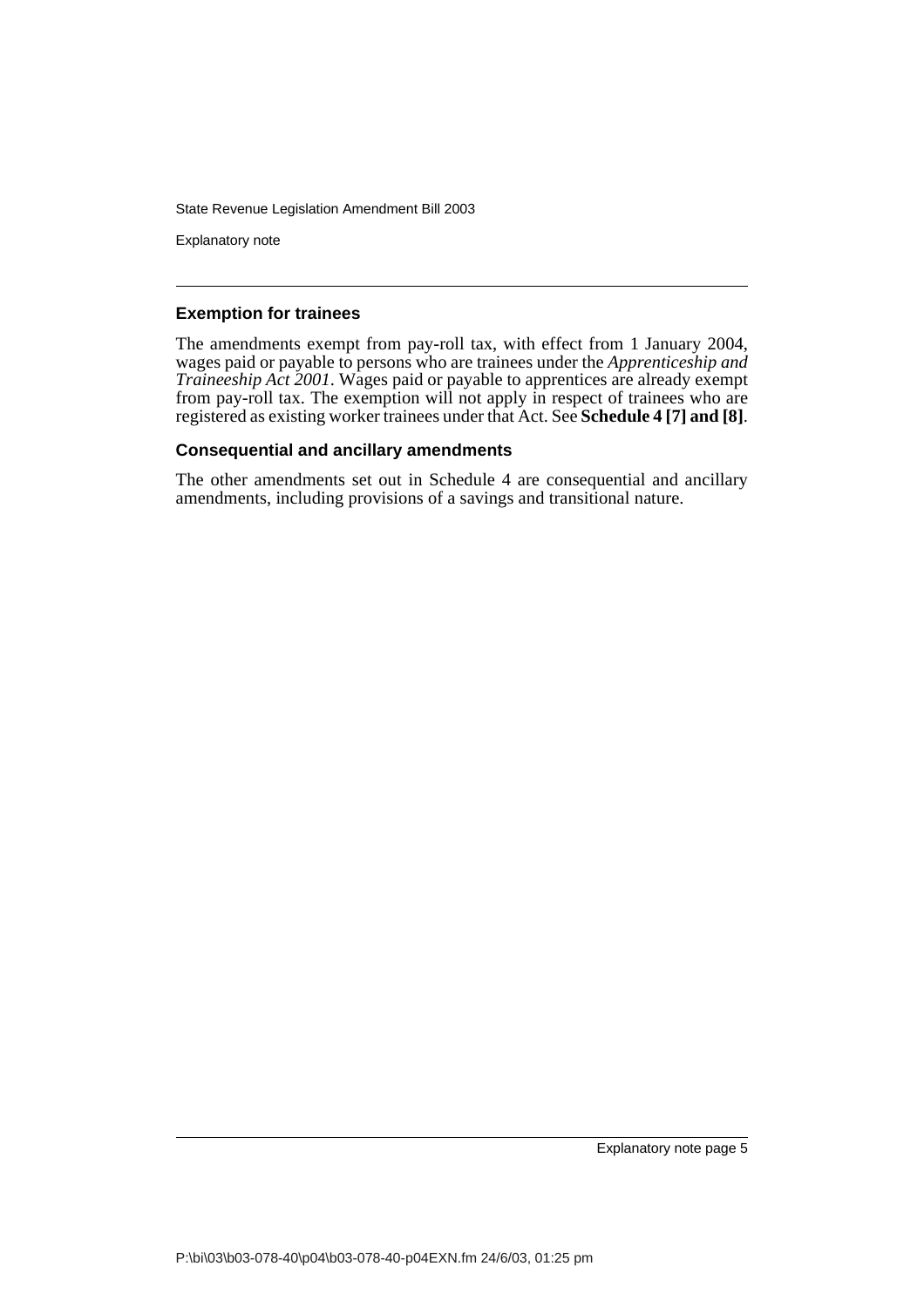### Exemption for trainees

The amendments exempt from pay-roll tax, with effect from 1 January 2004, wages paid or payable to persons who are trainees under the *Apprenticeship and Traineeship Act 2001*. Wages paid or payable to apprentices are already exempt from pay-roll tax. The exemption will not apply in respect of trainees who are registered as existing worker trainees under that Act. See **Schedule 4 [7] and [8]**.

### Consequential and ancillary amendments

The other amendments set out in Schedule 4 are consequential and ancillary amendments, including provisions of a savings and transitional nature.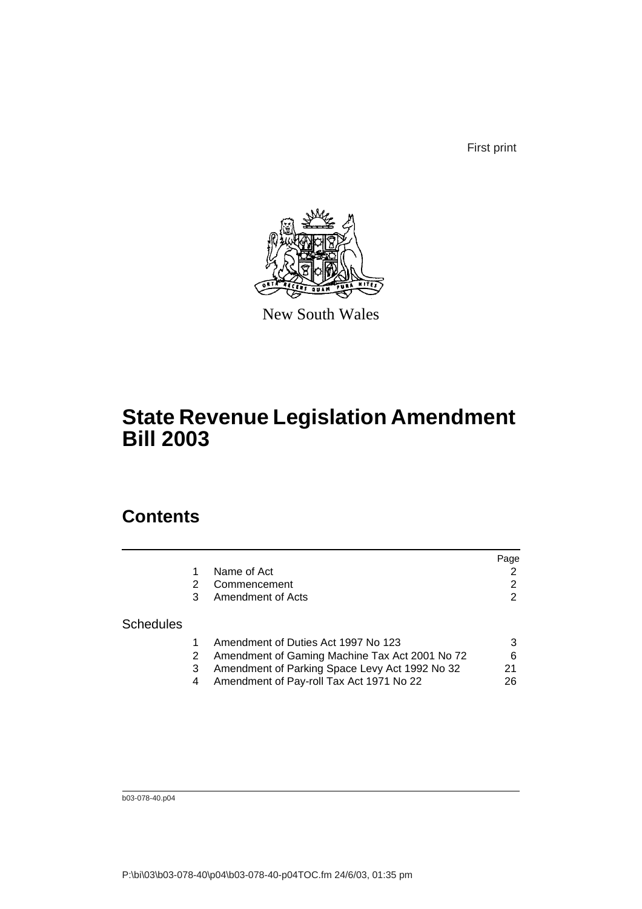First print

New South Wales

# State Revenue Legislation Amendment Bill 2003

## Contents

| | | | Page |
|---|---|---|---|
| | 1 | Name of Act | 2 |
| | 2 | Commencement | 2 |
| | 3 | Amendment of Acts | 2 |
| Schedules | | | |
| | 1 | Amendment of Duties Act 1997 No 123 | 3 |
| | 2 | Amendment of Gaming Machine Tax Act 2001 No 72 | 6 |
| | 3 | Amendment of Parking Space Levy Act 1992 No 32 | 21 |
| | 4 | Amendment of Pay-roll Tax Act 1971 No 22 | 26 |

b03-078-40.p04

P:\bi\03\b03-078-40\p04\b03-078-40-p04TOC.fm 24/6/03, 01:35 pm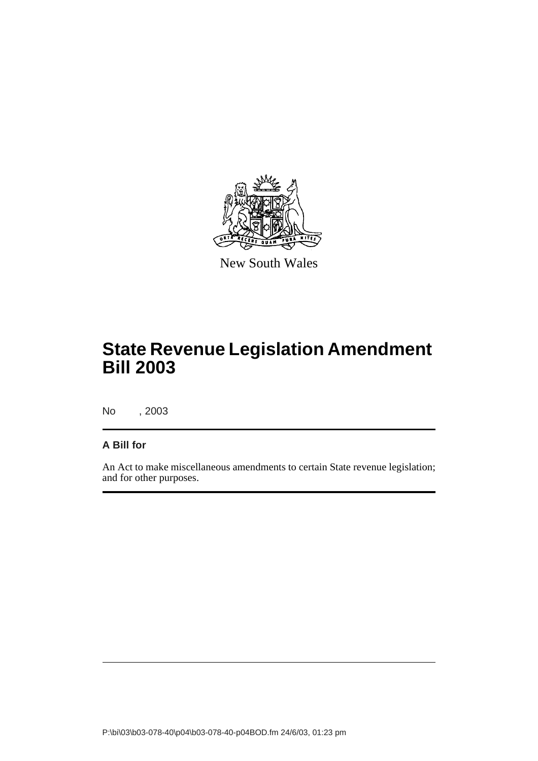New South Wales

# State Revenue Legislation Amendment Bill 2003

No , 2003

**A Bill for**

An Act to make miscellaneous amendments to certain State revenue legislation; and for other purposes.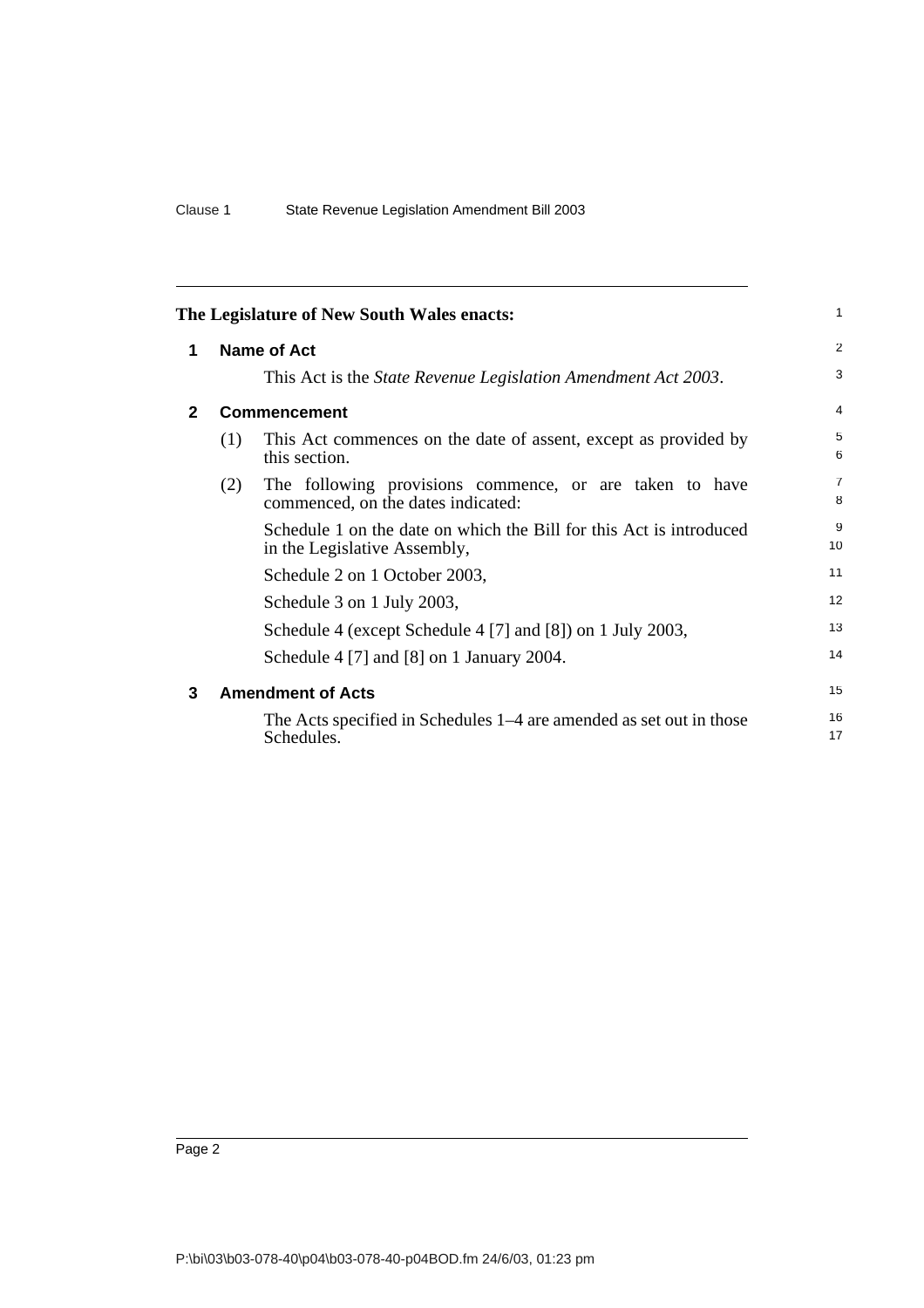The Legislature of New South Wales enacts:

## 1 Name of Act

This Act is the *State Revenue Legislation Amendment Act 2003*.

## 2 Commencement

(1) This Act commences on the date of assent, except as provided by this section.

(2) The following provisions commence, or are taken to have commenced, on the dates indicated:

Schedule 1 on the date on which the Bill for this Act is introduced in the Legislative Assembly,

Schedule 2 on 1 October 2003,

Schedule 3 on 1 July 2003,

Schedule 4 (except Schedule 4 [7] and [8]) on 1 July 2003,

Schedule 4 [7] and [8] on 1 January 2004.

## 3 Amendment of Acts

The Acts specified in Schedules 1–4 are amended as set out in those Schedules.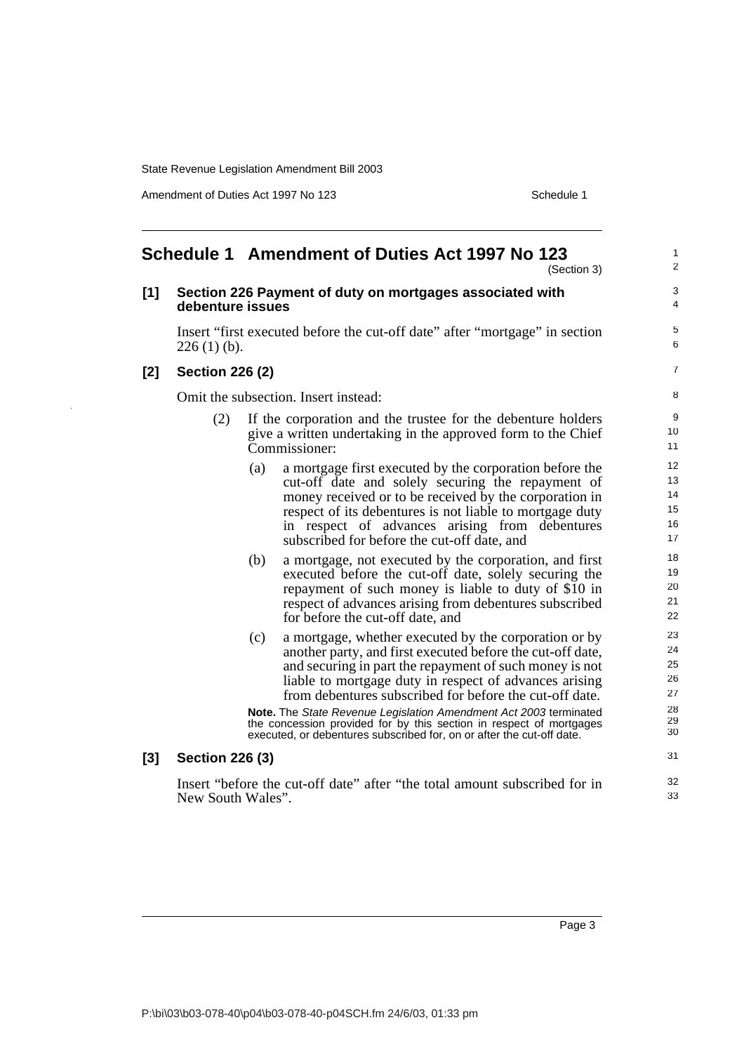# Schedule 1 Amendment of Duties Act 1997 No 123

(Section 3)

## [1] Section 226 Payment of duty on mortgages associated with debenture issues

Insert "first executed before the cut-off date" after "mortgage" in section 226 (1) (b).

## [2] Section 226 (2)

Omit the subsection. Insert instead:

(2) If the corporation and the trustee for the debenture holders give a written undertaking in the approved form to the Chief Commissioner:

(a) a mortgage first executed by the corporation before the cut-off date and solely securing the repayment of money received or to be received by the corporation in respect of its debentures is not liable to mortgage duty in respect of advances arising from debentures subscribed for before the cut-off date, and

(b) a mortgage, not executed by the corporation, and first executed before the cut-off date, solely securing the repayment of such money is liable to duty of $10 in respect of advances arising from debentures subscribed for before the cut-off date, and

(c) a mortgage, whether executed by the corporation or by another party, and first executed before the cut-off date, and securing in part the repayment of such money is not liable to mortgage duty in respect of advances arising from debentures subscribed for before the cut-off date.

**Note.** The *State Revenue Legislation Amendment Act 2003* terminated the concession provided for by this section in respect of mortgages executed, or debentures subscribed for, on or after the cut-off date.

## [3] Section 226 (3)

Insert "before the cut-off date" after "the total amount subscribed for in New South Wales".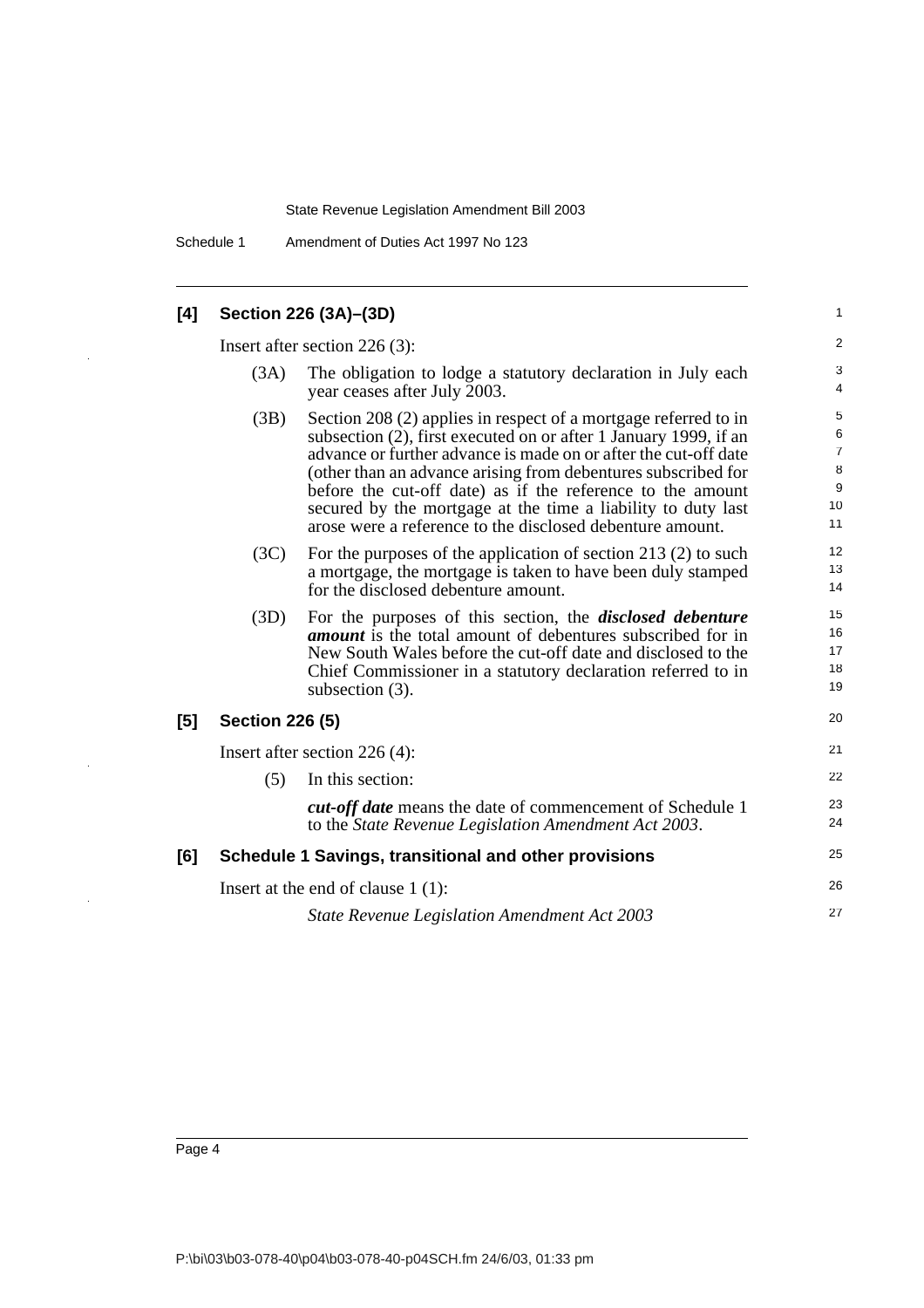**[4] Section 226 (3A)–(3D)**

Insert after section 226 (3):

(3A) The obligation to lodge a statutory declaration in July each year ceases after July 2003.

(3B) Section 208 (2) applies in respect of a mortgage referred to in subsection (2), first executed on or after 1 January 1999, if an advance or further advance is made on or after the cut-off date (other than an advance arising from debentures subscribed for before the cut-off date) as if the reference to the amount secured by the mortgage at the time a liability to duty last arose were a reference to the disclosed debenture amount.

(3C) For the purposes of the application of section 213 (2) to such a mortgage, the mortgage is taken to have been duly stamped for the disclosed debenture amount.

(3D) For the purposes of this section, the ***disclosed debenture amount*** is the total amount of debentures subscribed for in New South Wales before the cut-off date and disclosed to the Chief Commissioner in a statutory declaration referred to in subsection (3).

**[5] Section 226 (5)**

Insert after section 226 (4):

(5) In this section:

***cut-off date*** means the date of commencement of Schedule 1 to the *State Revenue Legislation Amendment Act 2003*.

**[6] Schedule 1 Savings, transitional and other provisions**

Insert at the end of clause 1 (1):

*State Revenue Legislation Amendment Act 2003*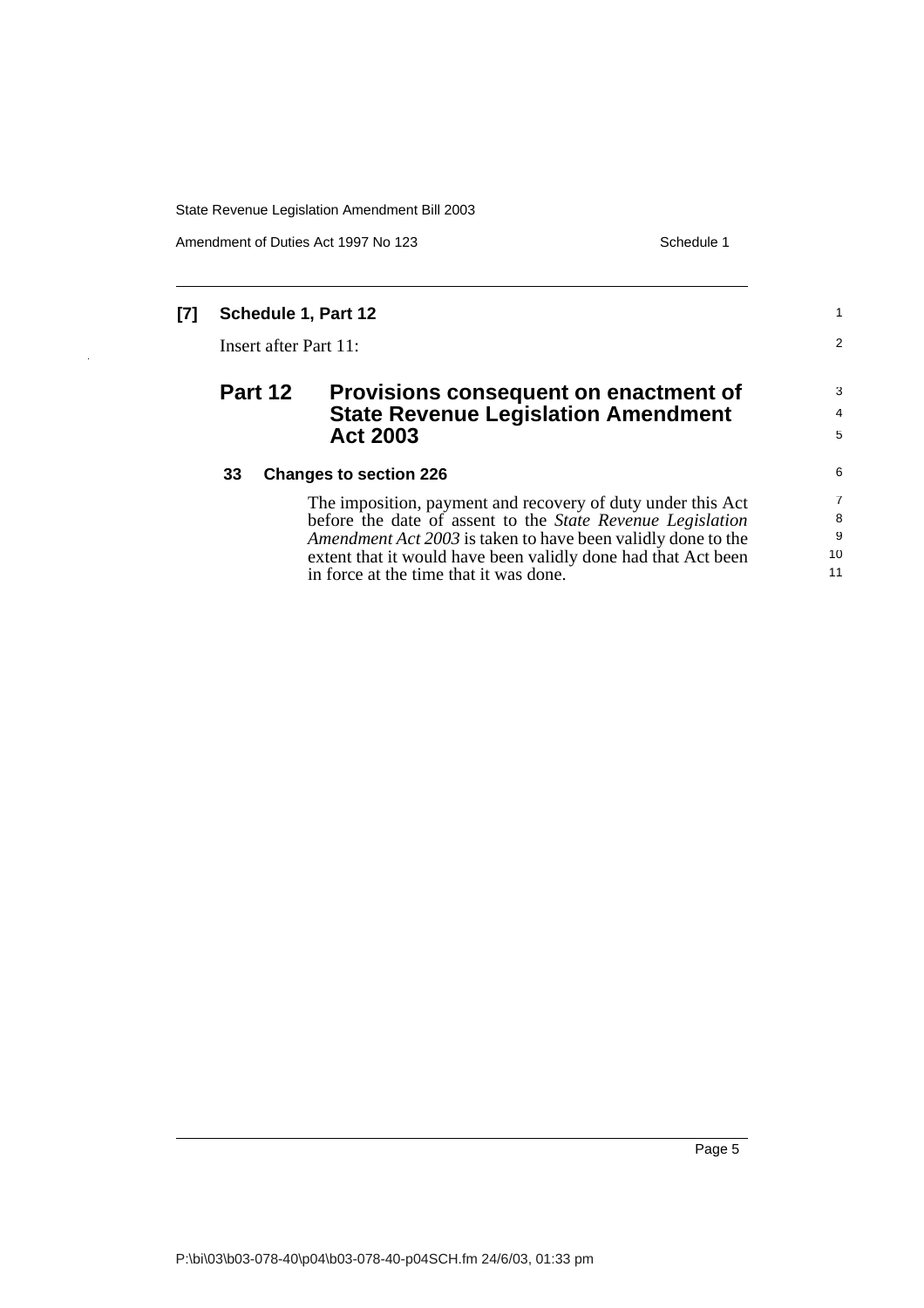**[7] Schedule 1, Part 12**

Insert after Part 11:

## Part 12 Provisions consequent on enactment of State Revenue Legislation Amendment Act 2003

### 33 Changes to section 226

The imposition, payment and recovery of duty under this Act before the date of assent to the *State Revenue Legislation Amendment Act 2003* is taken to have been validly done to the extent that it would have been validly done had that Act been in force at the time that it was done.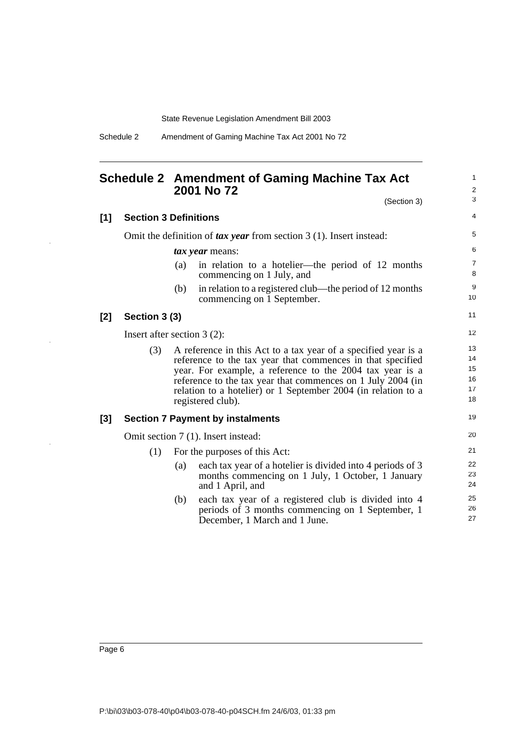# Schedule 2 Amendment of Gaming Machine Tax Act 2001 No 72

(Section 3)

## [1] Section 3 Definitions

Omit the definition of ***tax year*** from section 3 (1). Insert instead:

> ***tax year*** means:
>
> (a) in relation to a hotelier—the period of 12 months commencing on 1 July, and
>
> (b) in relation to a registered club—the period of 12 months commencing on 1 September.

## [2] Section 3 (3)

Insert after section 3 (2):

> (3) A reference in this Act to a tax year of a specified year is a reference to the tax year that commences in that specified year. For example, a reference to the 2004 tax year is a reference to the tax year that commences on 1 July 2004 (in relation to a hotelier) or 1 September 2004 (in relation to a registered club).

## [3] Section 7 Payment by instalments

Omit section 7 (1). Insert instead:

> (1) For the purposes of this Act:
>
> (a) each tax year of a hotelier is divided into 4 periods of 3 months commencing on 1 July, 1 October, 1 January and 1 April, and
>
> (b) each tax year of a registered club is divided into 4 periods of 3 months commencing on 1 September, 1 December, 1 March and 1 June.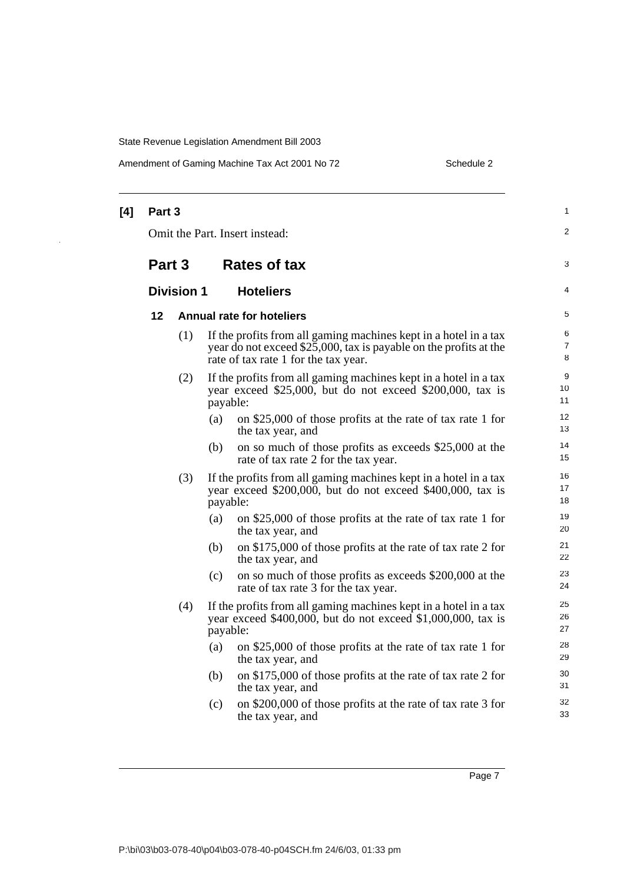**[4] Part 3**

Omit the Part. Insert instead:

## Part 3 Rates of tax

### Division 1 Hoteliers

#### 12 Annual rate for hoteliers

(1) If the profits from all gaming machines kept in a hotel in a tax year do not exceed $25,000, tax is payable on the profits at the rate of tax rate 1 for the tax year.

(2) If the profits from all gaming machines kept in a hotel in a tax year exceed $25,000, but do not exceed $200,000, tax is payable:

- (a) on $25,000 of those profits at the rate of tax rate 1 for the tax year, and
- (b) on so much of those profits as exceeds $25,000 at the rate of tax rate 2 for the tax year.

(3) If the profits from all gaming machines kept in a hotel in a tax year exceed $200,000, but do not exceed $400,000, tax is payable:

- (a) on $25,000 of those profits at the rate of tax rate 1 for the tax year, and
- (b) on $175,000 of those profits at the rate of tax rate 2 for the tax year, and
- (c) on so much of those profits as exceeds $200,000 at the rate of tax rate 3 for the tax year.

(4) If the profits from all gaming machines kept in a hotel in a tax year exceed $400,000, but do not exceed $1,000,000, tax is payable:

- (a) on $25,000 of those profits at the rate of tax rate 1 for the tax year, and
- (b) on $175,000 of those profits at the rate of tax rate 2 for the tax year, and
- (c) on $200,000 of those profits at the rate of tax rate 3 for the tax year, and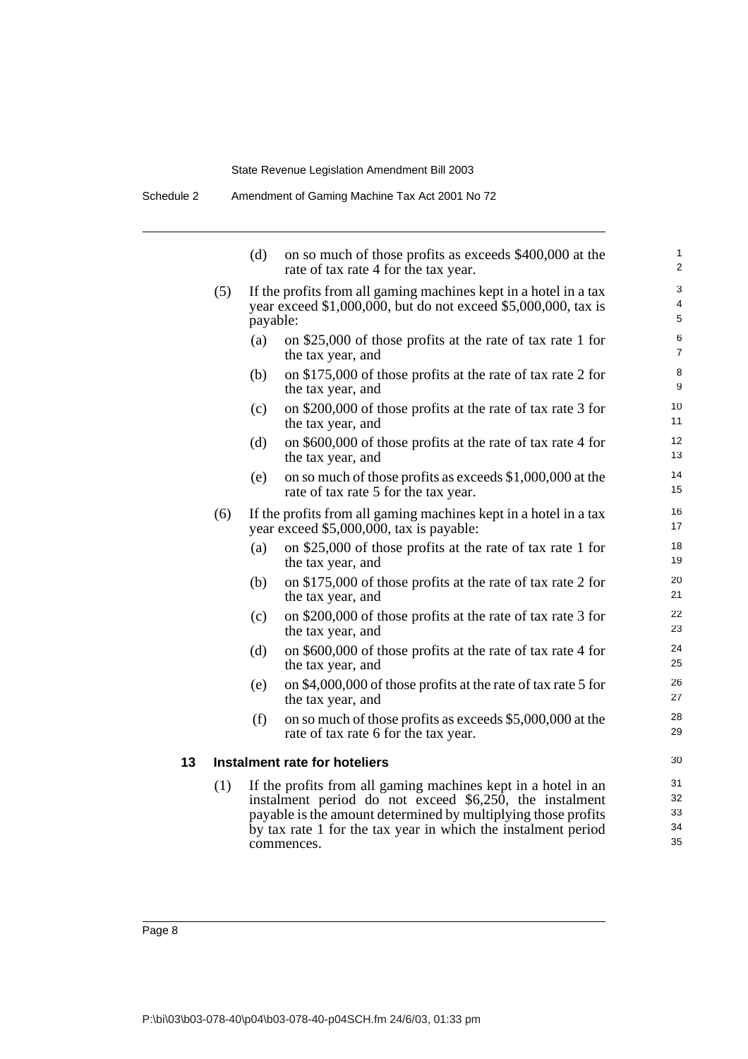(d) on so much of those profits as exceeds $400,000 at the rate of tax rate 4 for the tax year.

(5) If the profits from all gaming machines kept in a hotel in a tax year exceed $1,000,000, but do not exceed $5,000,000, tax is payable:

(a) on $25,000 of those profits at the rate of tax rate 1 for the tax year, and

(b) on $175,000 of those profits at the rate of tax rate 2 for the tax year, and

(c) on $200,000 of those profits at the rate of tax rate 3 for the tax year, and

(d) on $600,000 of those profits at the rate of tax rate 4 for the tax year, and

(e) on so much of those profits as exceeds $1,000,000 at the rate of tax rate 5 for the tax year.

(6) If the profits from all gaming machines kept in a hotel in a tax year exceed $5,000,000, tax is payable:

(a) on $25,000 of those profits at the rate of tax rate 1 for the tax year, and

(b) on $175,000 of those profits at the rate of tax rate 2 for the tax year, and

(c) on $200,000 of those profits at the rate of tax rate 3 for the tax year, and

(d) on $600,000 of those profits at the rate of tax rate 4 for the tax year, and

(e) on $4,000,000 of those profits at the rate of tax rate 5 for the tax year, and

(f) on so much of those profits as exceeds $5,000,000 at the rate of tax rate 6 for the tax year.

**13 Instalment rate for hoteliers**

(1) If the profits from all gaming machines kept in a hotel in an instalment period do not exceed $6,250, the instalment payable is the amount determined by multiplying those profits by tax rate 1 for the tax year in which the instalment period commences.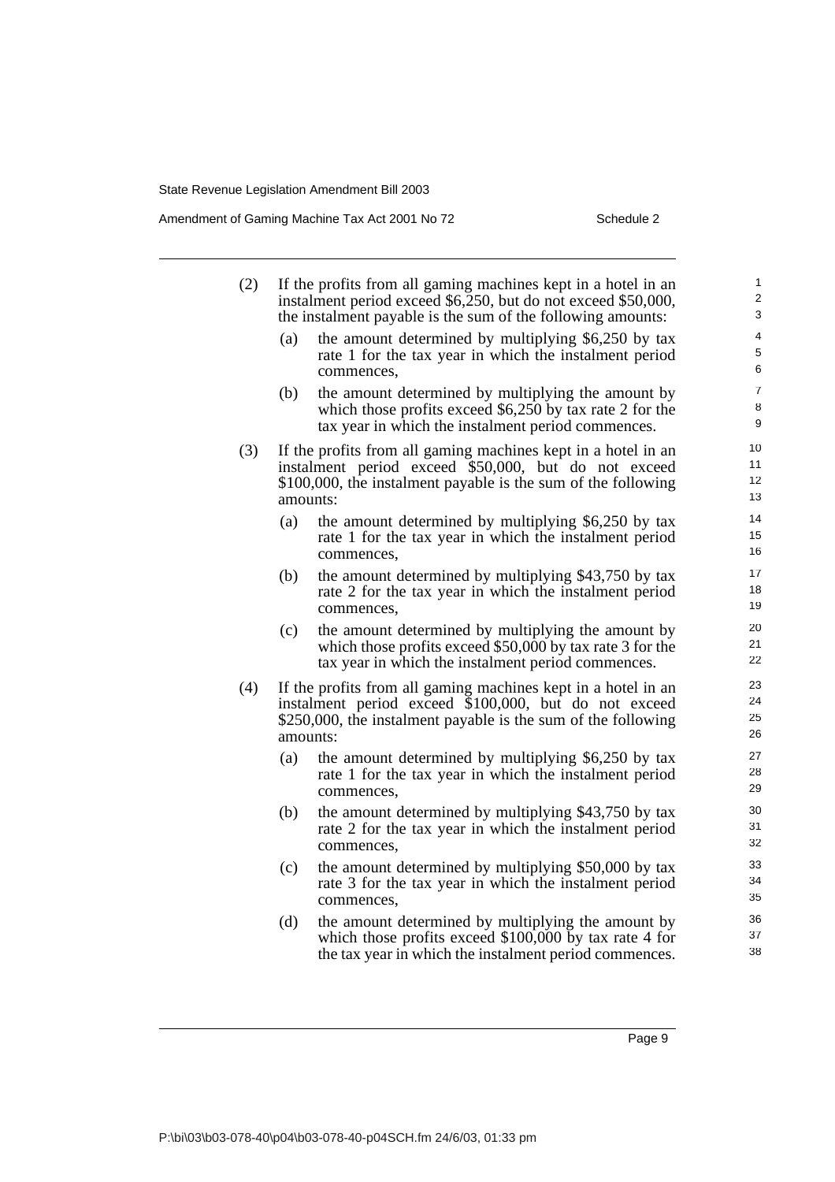(2) If the profits from all gaming machines kept in a hotel in an instalment period exceed \$6,250, but do not exceed \$50,000, the instalment payable is the sum of the following amounts:

   (a) the amount determined by multiplying \$6,250 by tax rate 1 for the tax year in which the instalment period commences,

   (b) the amount determined by multiplying the amount by which those profits exceed \$6,250 by tax rate 2 for the tax year in which the instalment period commences.

(3) If the profits from all gaming machines kept in a hotel in an instalment period exceed \$50,000, but do not exceed \$100,000, the instalment payable is the sum of the following amounts:

   (a) the amount determined by multiplying \$6,250 by tax rate 1 for the tax year in which the instalment period commences,

   (b) the amount determined by multiplying \$43,750 by tax rate 2 for the tax year in which the instalment period commences,

   (c) the amount determined by multiplying the amount by which those profits exceed \$50,000 by tax rate 3 for the tax year in which the instalment period commences.

(4) If the profits from all gaming machines kept in a hotel in an instalment period exceed \$100,000, but do not exceed \$250,000, the instalment payable is the sum of the following amounts:

   (a) the amount determined by multiplying \$6,250 by tax rate 1 for the tax year in which the instalment period commences,

   (b) the amount determined by multiplying \$43,750 by tax rate 2 for the tax year in which the instalment period commences,

   (c) the amount determined by multiplying \$50,000 by tax rate 3 for the tax year in which the instalment period commences,

   (d) the amount determined by multiplying the amount by which those profits exceed \$100,000 by tax rate 4 for the tax year in which the instalment period commences.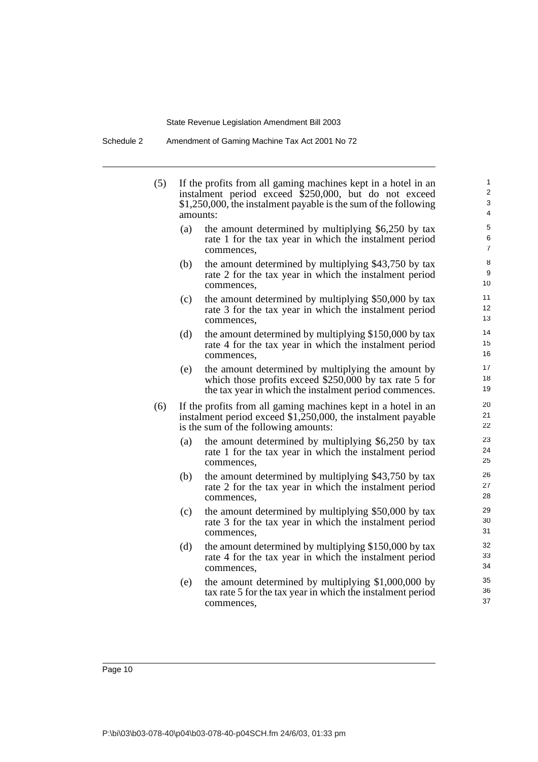(5) If the profits from all gaming machines kept in a hotel in an instalment period exceed $250,000, but do not exceed $1,250,000, the instalment payable is the sum of the following amounts:

  (a) the amount determined by multiplying $6,250 by tax rate 1 for the tax year in which the instalment period commences,

  (b) the amount determined by multiplying $43,750 by tax rate 2 for the tax year in which the instalment period commences,

  (c) the amount determined by multiplying $50,000 by tax rate 3 for the tax year in which the instalment period commences,

  (d) the amount determined by multiplying $150,000 by tax rate 4 for the tax year in which the instalment period commences,

  (e) the amount determined by multiplying the amount by which those profits exceed $250,000 by tax rate 5 for the tax year in which the instalment period commences.

(6) If the profits from all gaming machines kept in a hotel in an instalment period exceed $1,250,000, the instalment payable is the sum of the following amounts:

  (a) the amount determined by multiplying $6,250 by tax rate 1 for the tax year in which the instalment period commences,

  (b) the amount determined by multiplying $43,750 by tax rate 2 for the tax year in which the instalment period commences,

  (c) the amount determined by multiplying $50,000 by tax rate 3 for the tax year in which the instalment period commences,

  (d) the amount determined by multiplying $150,000 by tax rate 4 for the tax year in which the instalment period commences,

  (e) the amount determined by multiplying $1,000,000 by tax rate 5 for the tax year in which the instalment period commences,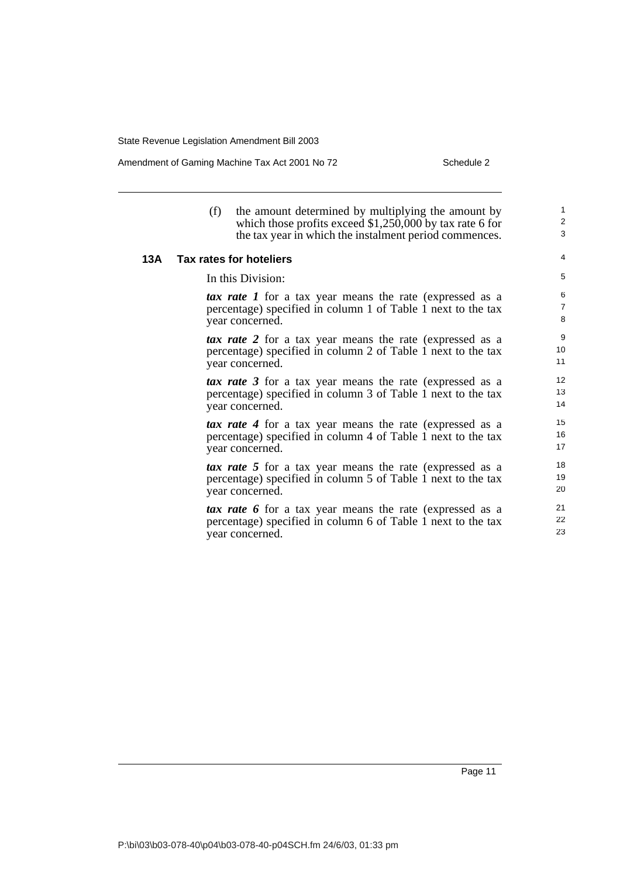(f) the amount determined by multiplying the amount by which those profits exceed $1,250,000 by tax rate 6 for the tax year in which the instalment period commences.

### 13A Tax rates for hoteliers

In this Division:

***tax rate 1*** for a tax year means the rate (expressed as a percentage) specified in column 1 of Table 1 next to the tax year concerned.

***tax rate 2*** for a tax year means the rate (expressed as a percentage) specified in column 2 of Table 1 next to the tax year concerned.

***tax rate 3*** for a tax year means the rate (expressed as a percentage) specified in column 3 of Table 1 next to the tax year concerned.

***tax rate 4*** for a tax year means the rate (expressed as a percentage) specified in column 4 of Table 1 next to the tax year concerned.

***tax rate 5*** for a tax year means the rate (expressed as a percentage) specified in column 5 of Table 1 next to the tax year concerned.

***tax rate 6*** for a tax year means the rate (expressed as a percentage) specified in column 6 of Table 1 next to the tax year concerned.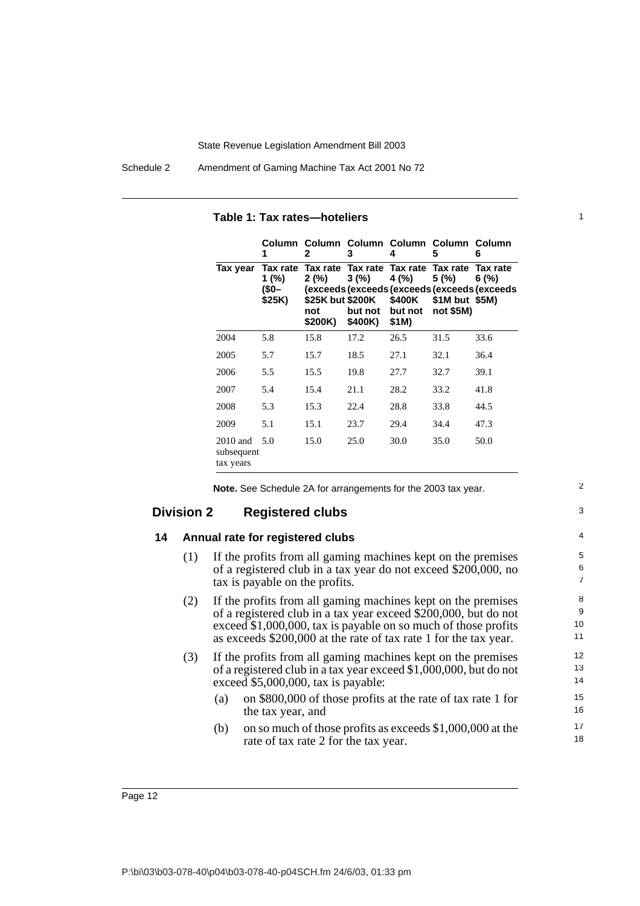**Table 1: Tax rates—hoteliers**

| | Column 1 | Column 2 | Column 3 | Column 4 | Column 5 | Column 6 |
|---|---|---|---|---|---|---|
| **Tax year** | **Tax rate 1 (%) ($0–$25K)** | **Tax rate 2 (%) (exceeds $25K but not $200K)** | **Tax rate 3 (%) (exceeds $200K but not $400K)** | **Tax rate 4 (%) (exceeds $400K but not $1M)** | **Tax rate 5 (%) (exceeds $1M but not $5M)** | **Tax rate 6 (%) (exceeds $5M)** |
| 2004 | 5.8 | 15.8 | 17.2 | 26.5 | 31.5 | 33.6 |
| 2005 | 5.7 | 15.7 | 18.5 | 27.1 | 32.1 | 36.4 |
| 2006 | 5.5 | 15.5 | 19.8 | 27.7 | 32.7 | 39.1 |
| 2007 | 5.4 | 15.4 | 21.1 | 28.2 | 33.2 | 41.8 |
| 2008 | 5.3 | 15.3 | 22.4 | 28.8 | 33.8 | 44.5 |
| 2009 | 5.1 | 15.1 | 23.7 | 29.4 | 34.4 | 47.3 |
| 2010 and subsequent tax years | 5.0 | 15.0 | 25.0 | 30.0 | 35.0 | 50.0 |

**Note.** See Schedule 2A for arrangements for the 2003 tax year.

## Division 2 Registered clubs

### 14 Annual rate for registered clubs

(1) If the profits from all gaming machines kept on the premises of a registered club in a tax year do not exceed $200,000, no tax is payable on the profits.

(2) If the profits from all gaming machines kept on the premises of a registered club in a tax year exceed $200,000, but do not exceed $1,000,000, tax is payable on so much of those profits as exceeds $200,000 at the rate of tax rate 1 for the tax year.

(3) If the profits from all gaming machines kept on the premises of a registered club in a tax year exceed $1,000,000, but do not exceed $5,000,000, tax is payable:

- (a) on $800,000 of those profits at the rate of tax rate 1 for the tax year, and
- (b) on so much of those profits as exceeds $1,000,000 at the rate of tax rate 2 for the tax year.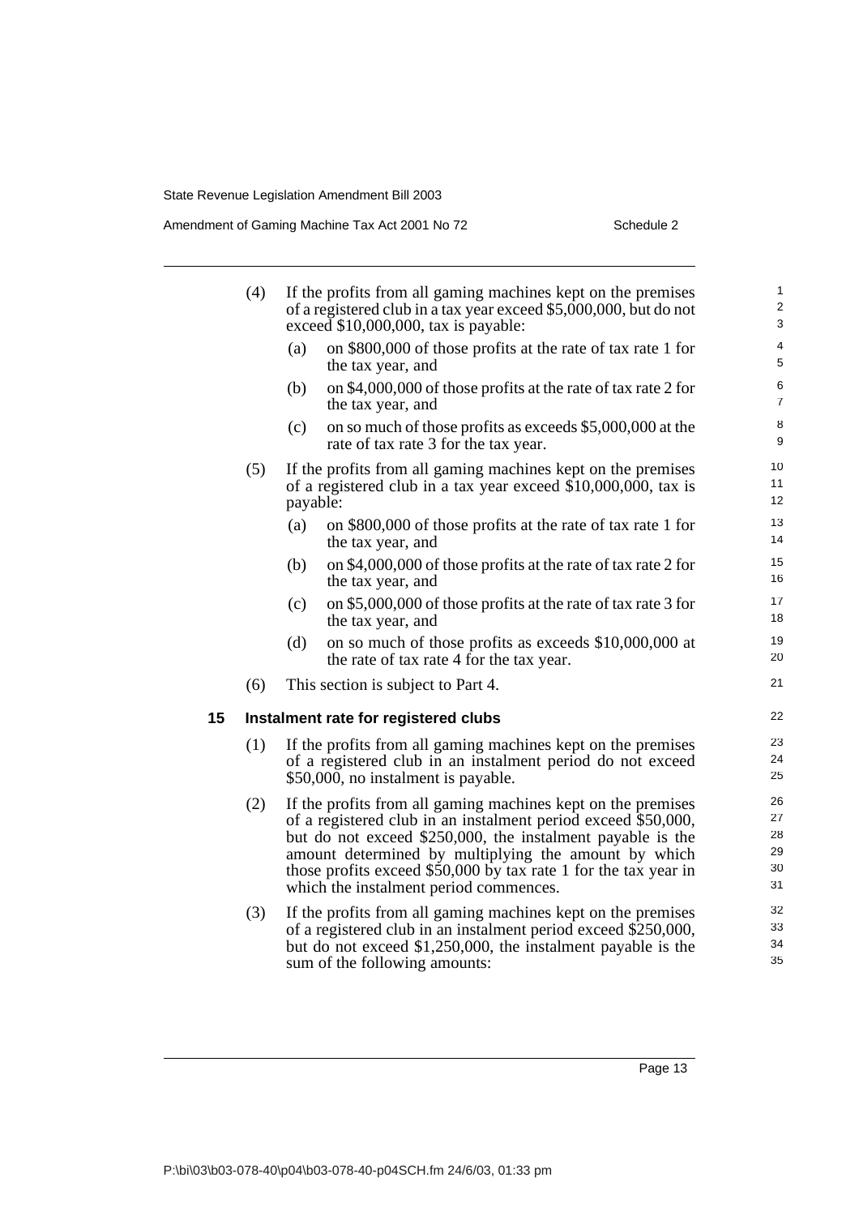(4) If the profits from all gaming machines kept on the premises of a registered club in a tax year exceed \$5,000,000, but do not exceed \$10,000,000, tax is payable:

(a) on \$800,000 of those profits at the rate of tax rate 1 for the tax year, and

(b) on \$4,000,000 of those profits at the rate of tax rate 2 for the tax year, and

(c) on so much of those profits as exceeds \$5,000,000 at the rate of tax rate 3 for the tax year.

(5) If the profits from all gaming machines kept on the premises of a registered club in a tax year exceed \$10,000,000, tax is payable:

(a) on \$800,000 of those profits at the rate of tax rate 1 for the tax year, and

(b) on \$4,000,000 of those profits at the rate of tax rate 2 for the tax year, and

(c) on \$5,000,000 of those profits at the rate of tax rate 3 for the tax year, and

(d) on so much of those profits as exceeds \$10,000,000 at the rate of tax rate 4 for the tax year.

(6) This section is subject to Part 4.

**15 Instalment rate for registered clubs**

(1) If the profits from all gaming machines kept on the premises of a registered club in an instalment period do not exceed \$50,000, no instalment is payable.

(2) If the profits from all gaming machines kept on the premises of a registered club in an instalment period exceed \$50,000, but do not exceed \$250,000, the instalment payable is the amount determined by multiplying the amount by which those profits exceed \$50,000 by tax rate 1 for the tax year in which the instalment period commences.

(3) If the profits from all gaming machines kept on the premises of a registered club in an instalment period exceed \$250,000, but do not exceed \$1,250,000, the instalment payable is the sum of the following amounts: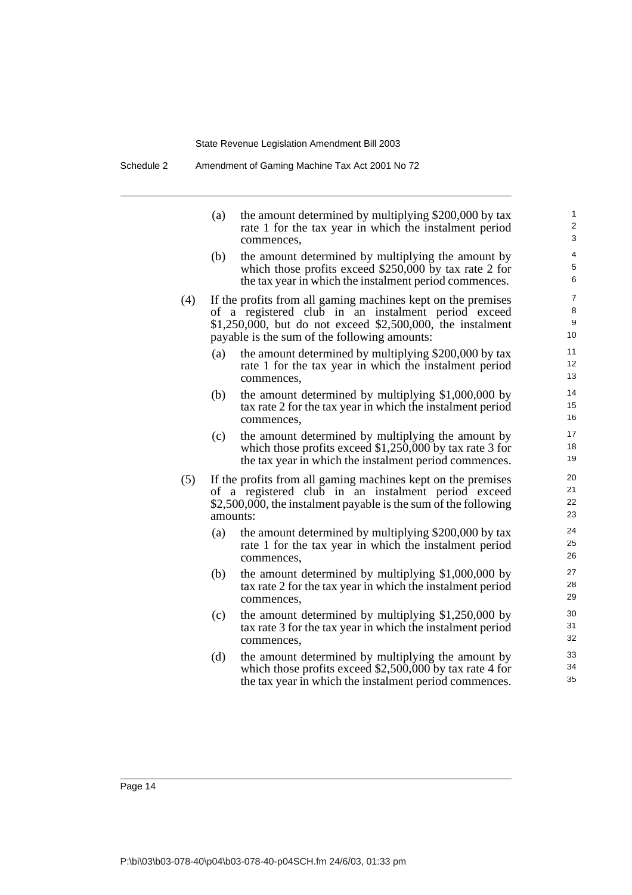(a) the amount determined by multiplying $200,000 by tax rate 1 for the tax year in which the instalment period commences,

(b) the amount determined by multiplying the amount by which those profits exceed $250,000 by tax rate 2 for the tax year in which the instalment period commences.

(4) If the profits from all gaming machines kept on the premises of a registered club in an instalment period exceed $1,250,000, but do not exceed $2,500,000, the instalment payable is the sum of the following amounts:

(a) the amount determined by multiplying $200,000 by tax rate 1 for the tax year in which the instalment period commences,

(b) the amount determined by multiplying $1,000,000 by tax rate 2 for the tax year in which the instalment period commences,

(c) the amount determined by multiplying the amount by which those profits exceed $1,250,000 by tax rate 3 for the tax year in which the instalment period commences.

(5) If the profits from all gaming machines kept on the premises of a registered club in an instalment period exceed $2,500,000, the instalment payable is the sum of the following amounts:

(a) the amount determined by multiplying $200,000 by tax rate 1 for the tax year in which the instalment period commences,

(b) the amount determined by multiplying $1,000,000 by tax rate 2 for the tax year in which the instalment period commences,

(c) the amount determined by multiplying $1,250,000 by tax rate 3 for the tax year in which the instalment period commences,

(d) the amount determined by multiplying the amount by which those profits exceed $2,500,000 by tax rate 4 for the tax year in which the instalment period commences.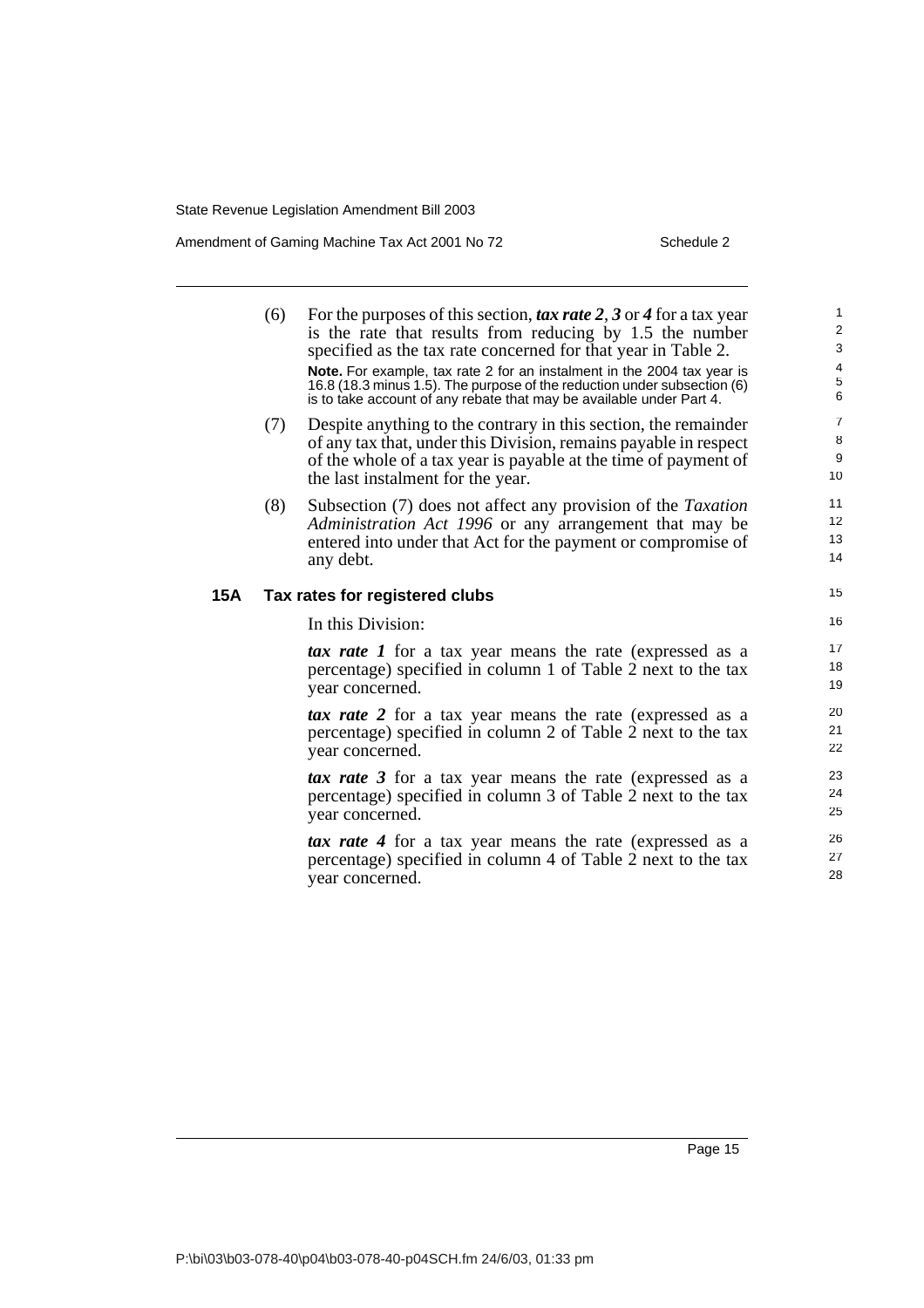(6) For the purposes of this section, ***tax rate 2***, ***3*** or ***4*** for a tax year is the rate that results from reducing by 1.5 the number specified as the tax rate concerned for that year in Table 2.

**Note.** For example, tax rate 2 for an instalment in the 2004 tax year is 16.8 (18.3 minus 1.5). The purpose of the reduction under subsection (6) is to take account of any rebate that may be available under Part 4.

(7) Despite anything to the contrary in this section, the remainder of any tax that, under this Division, remains payable in respect of the whole of a tax year is payable at the time of payment of the last instalment for the year.

(8) Subsection (7) does not affect any provision of the *Taxation Administration Act 1996* or any arrangement that may be entered into under that Act for the payment or compromise of any debt.

### 15A Tax rates for registered clubs

In this Division:

***tax rate 1*** for a tax year means the rate (expressed as a percentage) specified in column 1 of Table 2 next to the tax year concerned.

***tax rate 2*** for a tax year means the rate (expressed as a percentage) specified in column 2 of Table 2 next to the tax year concerned.

***tax rate 3*** for a tax year means the rate (expressed as a percentage) specified in column 3 of Table 2 next to the tax year concerned.

***tax rate 4*** for a tax year means the rate (expressed as a percentage) specified in column 4 of Table 2 next to the tax year concerned.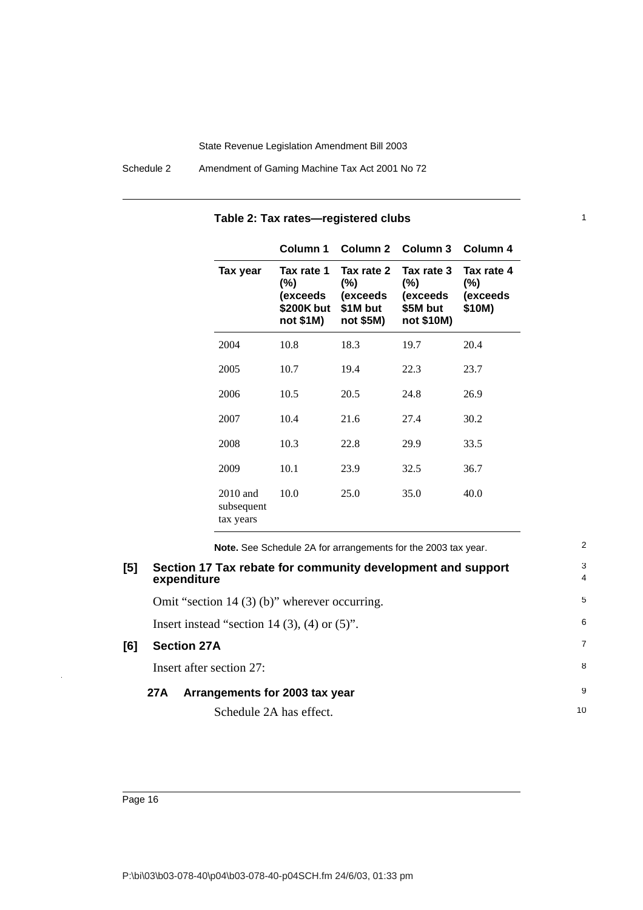**Table 2: Tax rates—registered clubs**

| | Column 1 | Column 2 | Column 3 | Column 4 |
|---|---|---|---|---|
| **Tax year** | **Tax rate 1 (%) (exceeds $200K but not $1M)** | **Tax rate 2 (%) (exceeds $1M but not $5M)** | **Tax rate 3 (%) (exceeds $5M but not $10M)** | **Tax rate 4 (%) (exceeds $10M)** |
| 2004 | 10.8 | 18.3 | 19.7 | 20.4 |
| 2005 | 10.7 | 19.4 | 22.3 | 23.7 |
| 2006 | 10.5 | 20.5 | 24.8 | 26.9 |
| 2007 | 10.4 | 21.6 | 27.4 | 30.2 |
| 2008 | 10.3 | 22.8 | 29.9 | 33.5 |
| 2009 | 10.1 | 23.9 | 32.5 | 36.7 |
| 2010 and subsequent tax years | 10.0 | 25.0 | 35.0 | 40.0 |

**Note.** See Schedule 2A for arrangements for the 2003 tax year.

### [5] Section 17 Tax rebate for community development and support expenditure

Omit "section 14 (3) (b)" wherever occurring.

Insert instead "section 14 (3), (4) or (5)".

### [6] Section 27A

Insert after section 27:

#### 27A Arrangements for 2003 tax year

Schedule 2A has effect.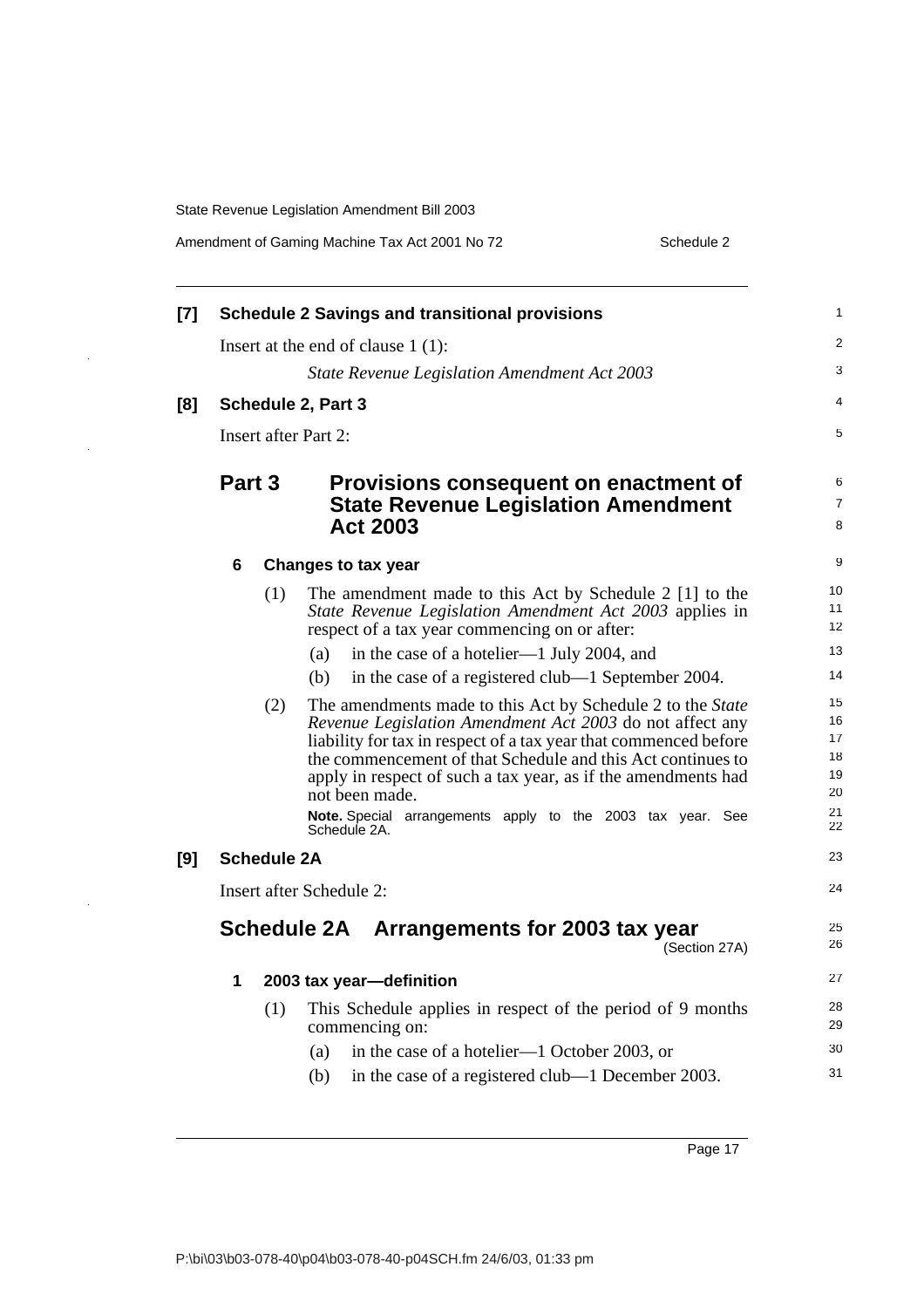**[7] Schedule 2 Savings and transitional provisions**

Insert at the end of clause 1 (1):

*State Revenue Legislation Amendment Act 2003*

**[8] Schedule 2, Part 3**

Insert after Part 2:

## Part 3 Provisions consequent on enactment of State Revenue Legislation Amendment Act 2003

### 6 Changes to tax year

(1) The amendment made to this Act by Schedule 2 [1] to the *State Revenue Legislation Amendment Act 2003* applies in respect of a tax year commencing on or after:

(a) in the case of a hotelier—1 July 2004, and

(b) in the case of a registered club—1 September 2004.

(2) The amendments made to this Act by Schedule 2 to the *State Revenue Legislation Amendment Act 2003* do not affect any liability for tax in respect of a tax year that commenced before the commencement of that Schedule and this Act continues to apply in respect of such a tax year, as if the amendments had not been made.

**Note.** Special arrangements apply to the 2003 tax year. See Schedule 2A.

**[9] Schedule 2A**

Insert after Schedule 2:

## Schedule 2A Arrangements for 2003 tax year

(Section 27A)

### 1 2003 tax year—definition

(1) This Schedule applies in respect of the period of 9 months commencing on:

(a) in the case of a hotelier—1 October 2003, or

(b) in the case of a registered club—1 December 2003.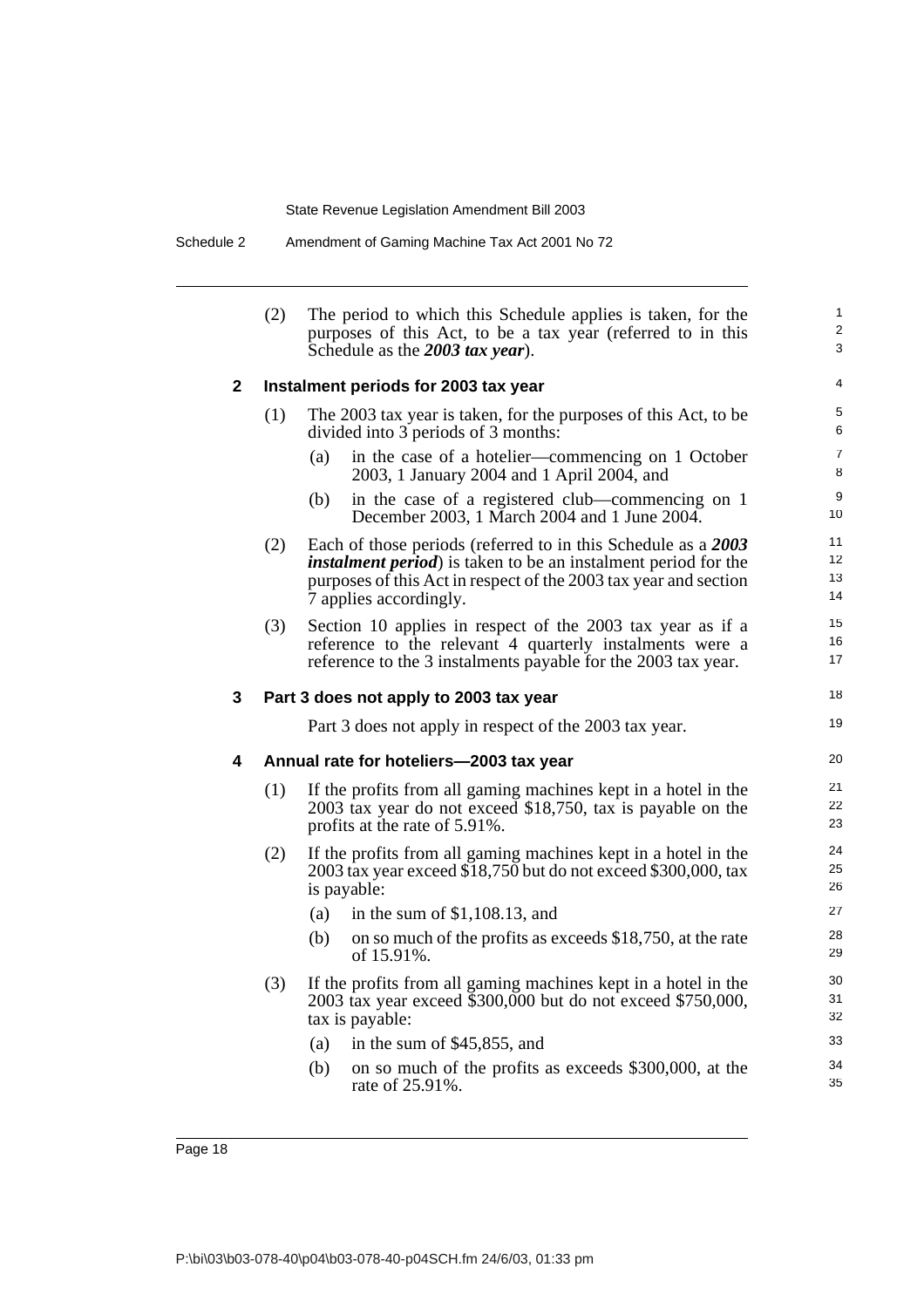(2) The period to which this Schedule applies is taken, for the purposes of this Act, to be a tax year (referred to in this Schedule as the ***2003 tax year***).

### 2 Instalment periods for 2003 tax year

(1) The 2003 tax year is taken, for the purposes of this Act, to be divided into 3 periods of 3 months:

- (a) in the case of a hotelier—commencing on 1 October 2003, 1 January 2004 and 1 April 2004, and
- (b) in the case of a registered club—commencing on 1 December 2003, 1 March 2004 and 1 June 2004.

(2) Each of those periods (referred to in this Schedule as a ***2003 instalment period***) is taken to be an instalment period for the purposes of this Act in respect of the 2003 tax year and section 7 applies accordingly.

(3) Section 10 applies in respect of the 2003 tax year as if a reference to the relevant 4 quarterly instalments were a reference to the 3 instalments payable for the 2003 tax year.

### 3 Part 3 does not apply to 2003 tax year

Part 3 does not apply in respect of the 2003 tax year.

### 4 Annual rate for hoteliers—2003 tax year

(1) If the profits from all gaming machines kept in a hotel in the 2003 tax year do not exceed $18,750, tax is payable on the profits at the rate of 5.91%.

(2) If the profits from all gaming machines kept in a hotel in the 2003 tax year exceed $18,750 but do not exceed $300,000, tax is payable:

- (a) in the sum of $1,108.13, and
- (b) on so much of the profits as exceeds $18,750, at the rate of 15.91%.

(3) If the profits from all gaming machines kept in a hotel in the 2003 tax year exceed $300,000 but do not exceed $750,000, tax is payable:

- (a) in the sum of $45,855, and
- (b) on so much of the profits as exceeds $300,000, at the rate of 25.91%.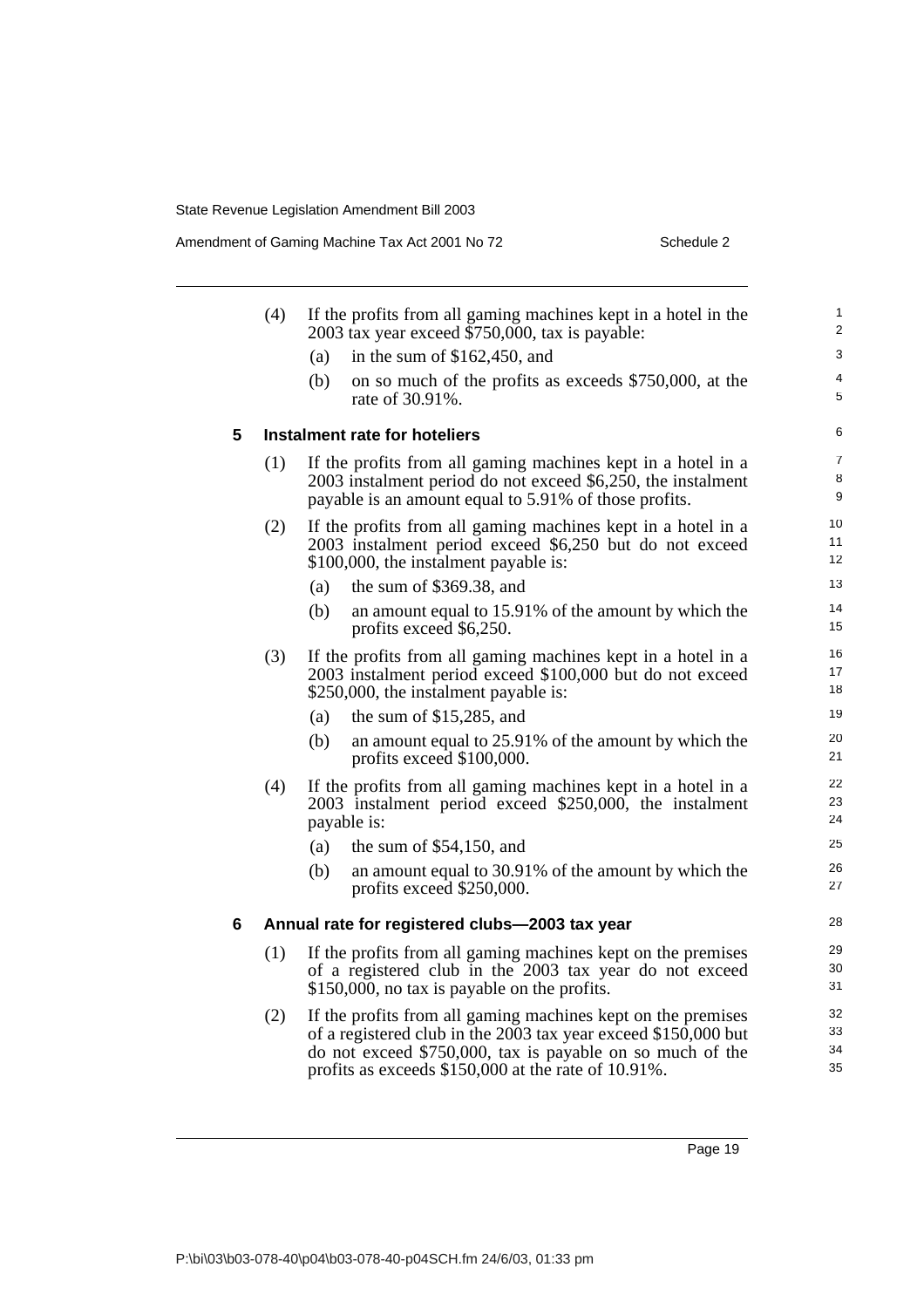(4) If the profits from all gaming machines kept in a hotel in the 2003 tax year exceed $750,000, tax is payable:

(a) in the sum of $162,450, and

(b) on so much of the profits as exceeds $750,000, at the rate of 30.91%.

### 5 Instalment rate for hoteliers

(1) If the profits from all gaming machines kept in a hotel in a 2003 instalment period do not exceed $6,250, the instalment payable is an amount equal to 5.91% of those profits.

(2) If the profits from all gaming machines kept in a hotel in a 2003 instalment period exceed $6,250 but do not exceed $100,000, the instalment payable is:

(a) the sum of $369.38, and

(b) an amount equal to 15.91% of the amount by which the profits exceed $6,250.

(3) If the profits from all gaming machines kept in a hotel in a 2003 instalment period exceed $100,000 but do not exceed $250,000, the instalment payable is:

(a) the sum of $15,285, and

(b) an amount equal to 25.91% of the amount by which the profits exceed $100,000.

(4) If the profits from all gaming machines kept in a hotel in a 2003 instalment period exceed $250,000, the instalment payable is:

(a) the sum of $54,150, and

(b) an amount equal to 30.91% of the amount by which the profits exceed $250,000.

### 6 Annual rate for registered clubs—2003 tax year

(1) If the profits from all gaming machines kept on the premises of a registered club in the 2003 tax year do not exceed $150,000, no tax is payable on the profits.

(2) If the profits from all gaming machines kept on the premises of a registered club in the 2003 tax year exceed $150,000 but do not exceed $750,000, tax is payable on so much of the profits as exceeds $150,000 at the rate of 10.91%.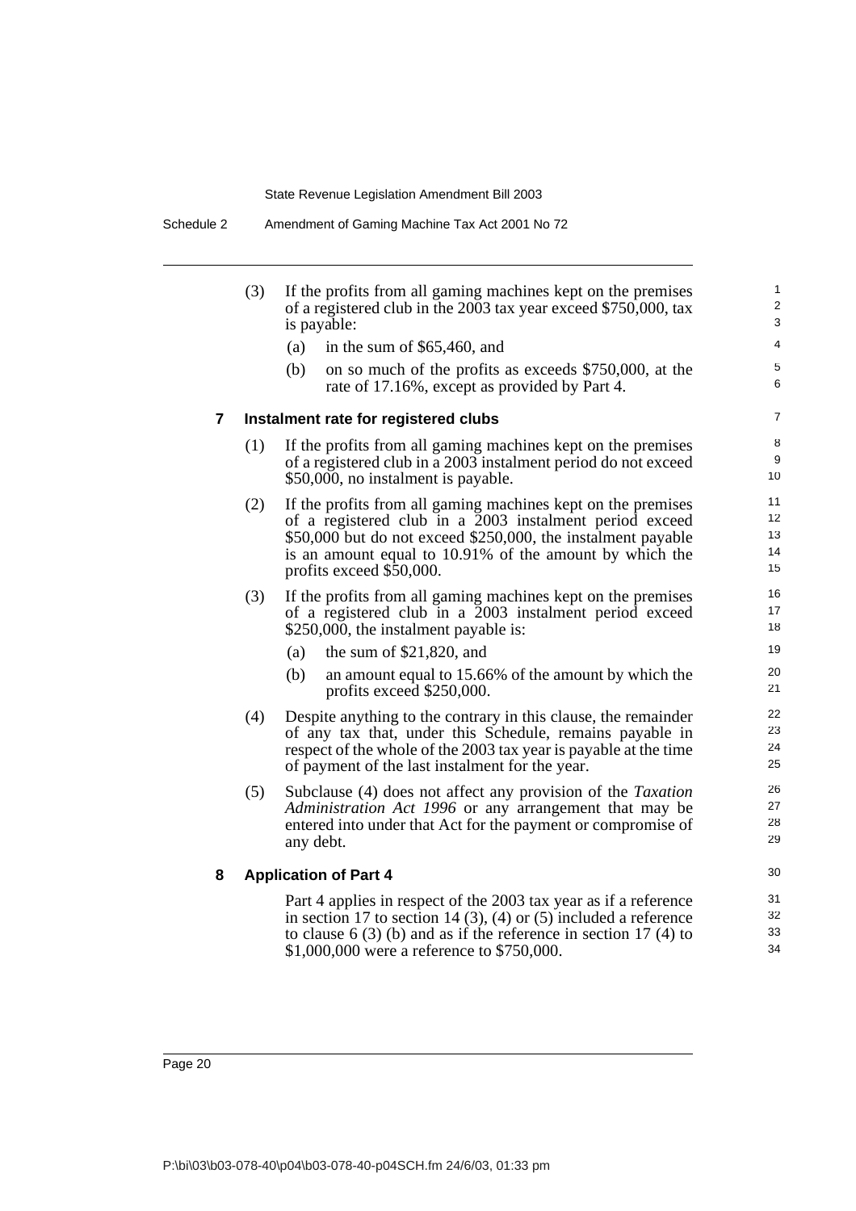(3) If the profits from all gaming machines kept on the premises of a registered club in the 2003 tax year exceed $750,000, tax is payable:

(a) in the sum of $65,460, and

(b) on so much of the profits as exceeds $750,000, at the rate of 17.16%, except as provided by Part 4.

### 7 Instalment rate for registered clubs

(1) If the profits from all gaming machines kept on the premises of a registered club in a 2003 instalment period do not exceed $50,000, no instalment is payable.

(2) If the profits from all gaming machines kept on the premises of a registered club in a 2003 instalment period exceed $50,000 but do not exceed $250,000, the instalment payable is an amount equal to 10.91% of the amount by which the profits exceed $50,000.

(3) If the profits from all gaming machines kept on the premises of a registered club in a 2003 instalment period exceed $250,000, the instalment payable is:

(a) the sum of $21,820, and

(b) an amount equal to 15.66% of the amount by which the profits exceed $250,000.

(4) Despite anything to the contrary in this clause, the remainder of any tax that, under this Schedule, remains payable in respect of the whole of the 2003 tax year is payable at the time of payment of the last instalment for the year.

(5) Subclause (4) does not affect any provision of the *Taxation Administration Act 1996* or any arrangement that may be entered into under that Act for the payment or compromise of any debt.

### 8 Application of Part 4

Part 4 applies in respect of the 2003 tax year as if a reference in section 17 to section 14 (3), (4) or (5) included a reference to clause 6 (3) (b) and as if the reference in section 17 (4) to $1,000,000 were a reference to $750,000.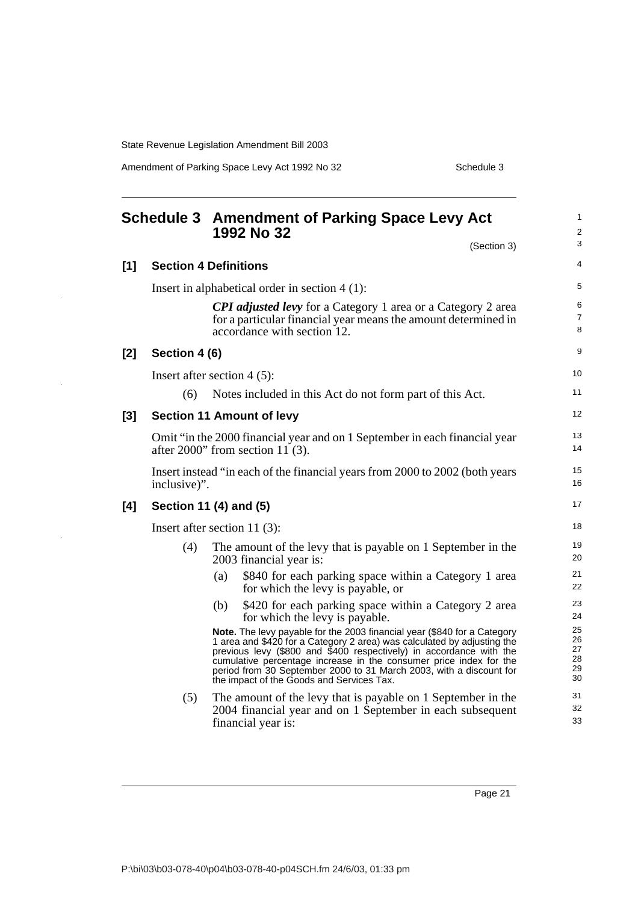# Schedule 3 Amendment of Parking Space Levy Act 1992 No 32

(Section 3)

**[1] Section 4 Definitions**

Insert in alphabetical order in section 4 (1):

> ***CPI adjusted levy*** for a Category 1 area or a Category 2 area for a particular financial year means the amount determined in accordance with section 12.

**[2] Section 4 (6)**

Insert after section 4 (5):

> (6) Notes included in this Act do not form part of this Act.

**[3] Section 11 Amount of levy**

Omit "in the 2000 financial year and on 1 September in each financial year after 2000" from section 11 (3).

Insert instead "in each of the financial years from 2000 to 2002 (both years inclusive)".

**[4] Section 11 (4) and (5)**

Insert after section 11 (3):

> (4) The amount of the levy that is payable on 1 September in the 2003 financial year is:
>
> (a) $840 for each parking space within a Category 1 area for which the levy is payable, or
>
> (b) $420 for each parking space within a Category 2 area for which the levy is payable.
>
> **Note.** The levy payable for the 2003 financial year ($840 for a Category 1 area and $420 for a Category 2 area) was calculated by adjusting the previous levy ($800 and $400 respectively) in accordance with the cumulative percentage increase in the consumer price index for the period from 30 September 2000 to 31 March 2003, with a discount for the impact of the Goods and Services Tax.
>
> (5) The amount of the levy that is payable on 1 September in the 2004 financial year and on 1 September in each subsequent financial year is: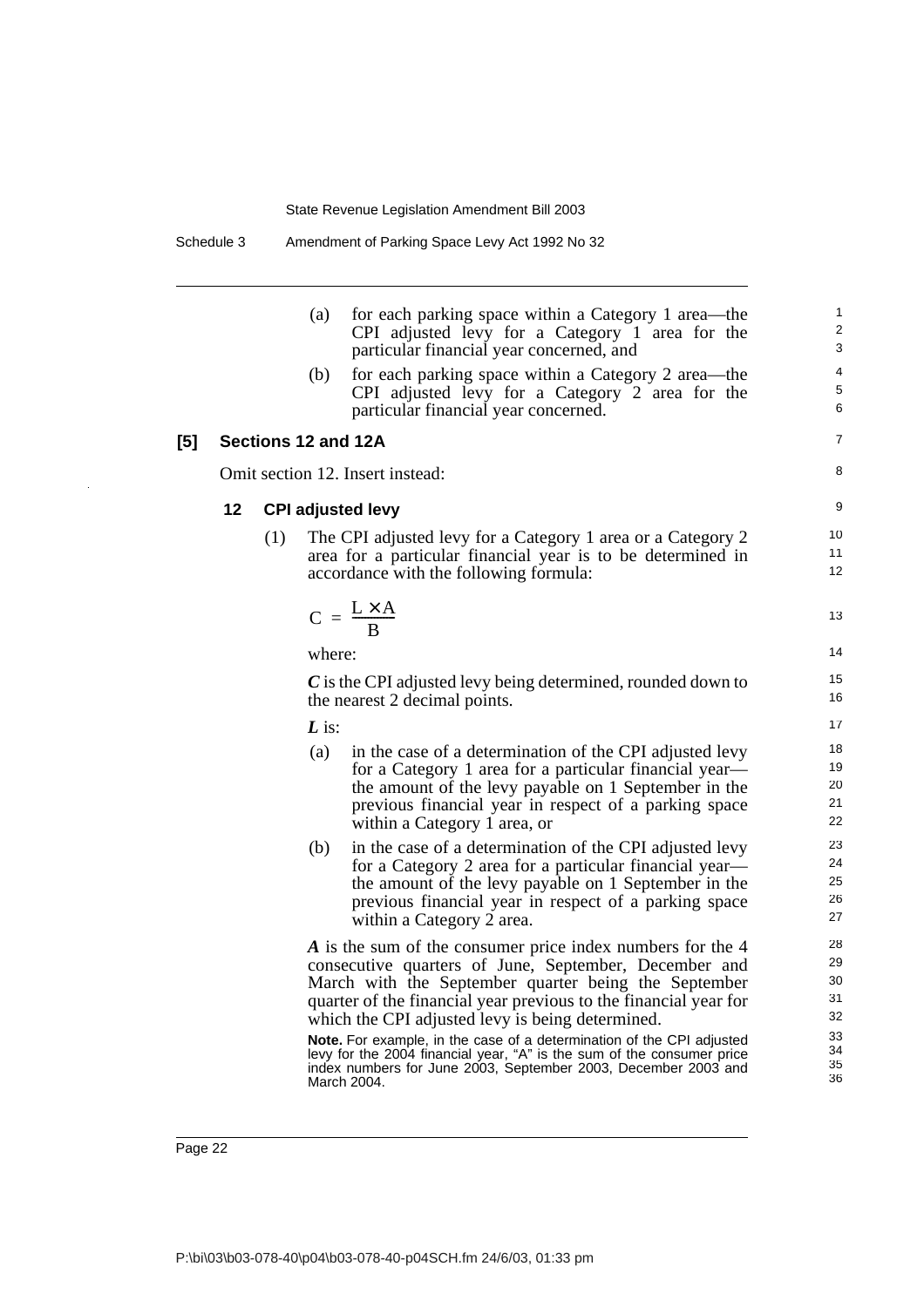(a) for each parking space within a Category 1 area—the CPI adjusted levy for a Category 1 area for the particular financial year concerned, and

(b) for each parking space within a Category 2 area—the CPI adjusted levy for a Category 2 area for the particular financial year concerned.

### [5] Sections 12 and 12A

Omit section 12. Insert instead:

#### 12 CPI adjusted levy

(1) The CPI adjusted levy for a Category 1 area or a Category 2 area for a particular financial year is to be determined in accordance with the following formula:

$$C = \frac{L \times A}{B}$$

where:

***C*** is the CPI adjusted levy being determined, rounded down to the nearest 2 decimal points.

***L*** is:

(a) in the case of a determination of the CPI adjusted levy for a Category 1 area for a particular financial year—the amount of the levy payable on 1 September in the previous financial year in respect of a parking space within a Category 1 area, or

(b) in the case of a determination of the CPI adjusted levy for a Category 2 area for a particular financial year—the amount of the levy payable on 1 September in the previous financial year in respect of a parking space within a Category 2 area.

***A*** is the sum of the consumer price index numbers for the 4 consecutive quarters of June, September, December and March with the September quarter being the September quarter of the financial year previous to the financial year for which the CPI adjusted levy is being determined.

**Note.** For example, in the case of a determination of the CPI adjusted levy for the 2004 financial year, "A" is the sum of the consumer price index numbers for June 2003, September 2003, December 2003 and March 2004.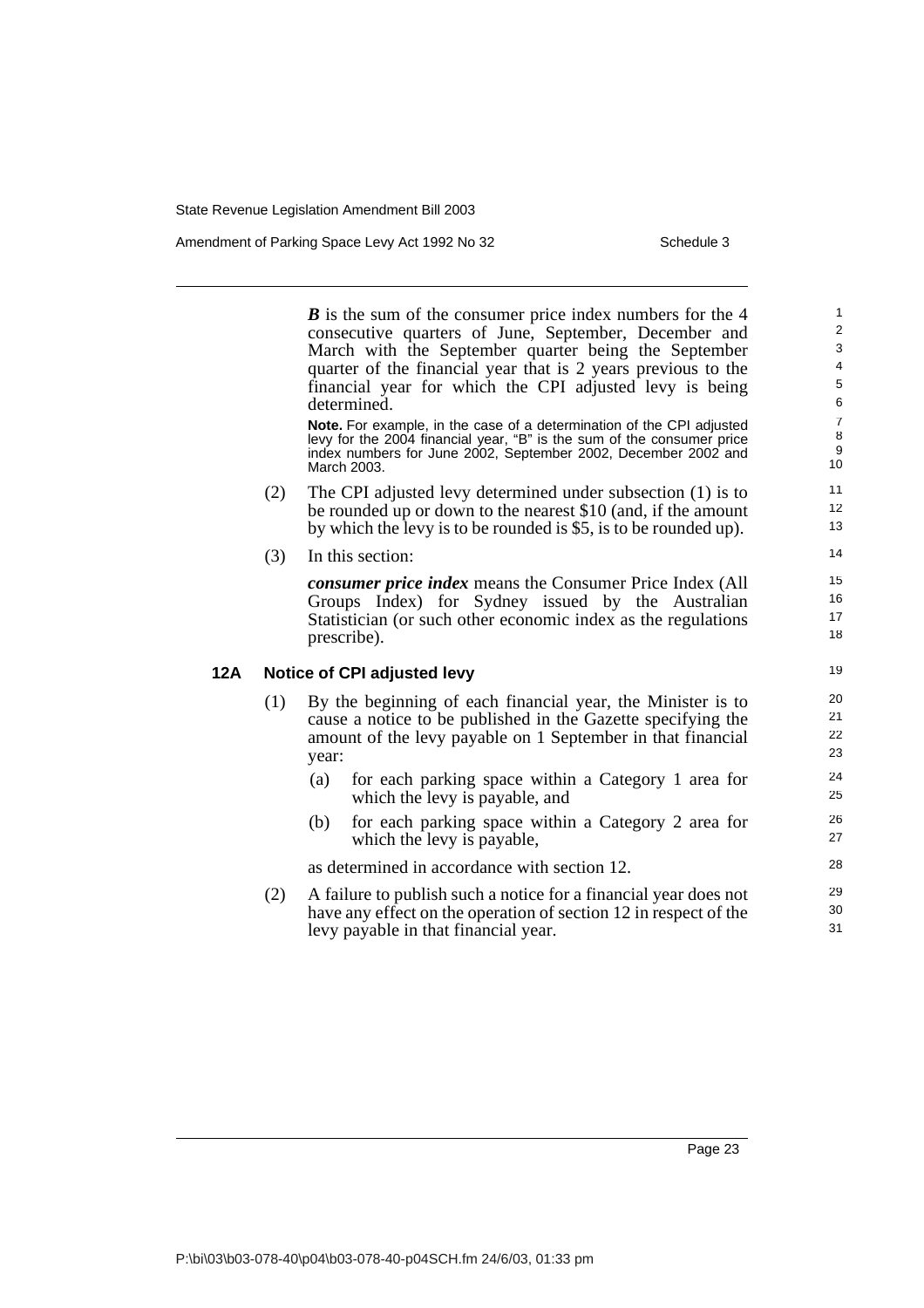***B*** is the sum of the consumer price index numbers for the 4 consecutive quarters of June, September, December and March with the September quarter being the September quarter of the financial year that is 2 years previous to the financial year for which the CPI adjusted levy is being determined.

**Note.** For example, in the case of a determination of the CPI adjusted levy for the 2004 financial year, "B" is the sum of the consumer price index numbers for June 2002, September 2002, December 2002 and March 2003.

(2) The CPI adjusted levy determined under subsection (1) is to be rounded up or down to the nearest $10 (and, if the amount by which the levy is to be rounded is $5, is to be rounded up).

(3) In this section:

***consumer price index*** means the Consumer Price Index (All Groups Index) for Sydney issued by the Australian Statistician (or such other economic index as the regulations prescribe).

**12A Notice of CPI adjusted levy**

(1) By the beginning of each financial year, the Minister is to cause a notice to be published in the Gazette specifying the amount of the levy payable on 1 September in that financial year:

(a) for each parking space within a Category 1 area for which the levy is payable, and

(b) for each parking space within a Category 2 area for which the levy is payable,

as determined in accordance with section 12.

(2) A failure to publish such a notice for a financial year does not have any effect on the operation of section 12 in respect of the levy payable in that financial year.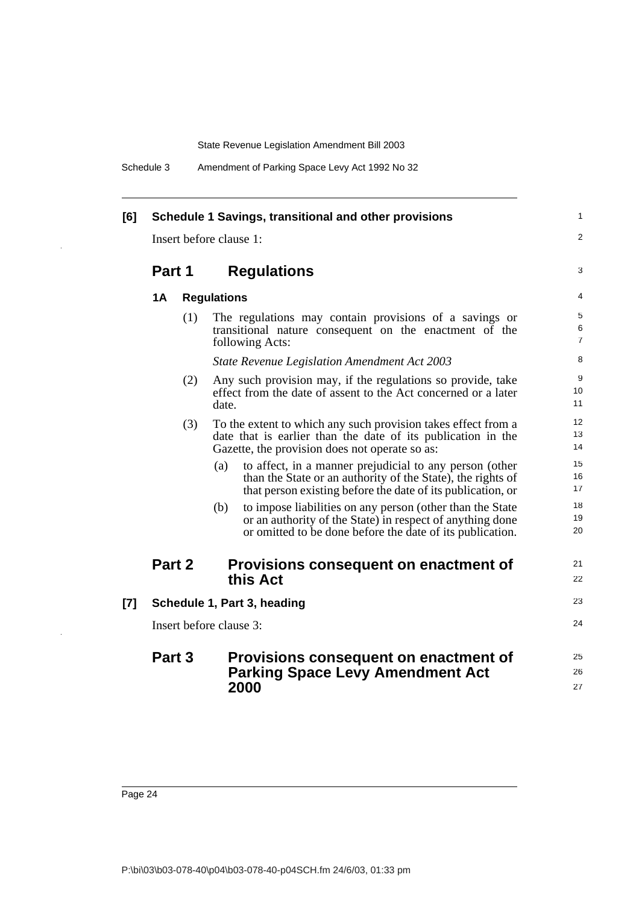**[6] Schedule 1 Savings, transitional and other provisions**

Insert before clause 1:

## Part 1 Regulations

### 1A Regulations

(1) The regulations may contain provisions of a savings or transitional nature consequent on the enactment of the following Acts:

*State Revenue Legislation Amendment Act 2003*

(2) Any such provision may, if the regulations so provide, take effect from the date of assent to the Act concerned or a later date.

(3) To the extent to which any such provision takes effect from a date that is earlier than the date of its publication in the Gazette, the provision does not operate so as:

(a) to affect, in a manner prejudicial to any person (other than the State or an authority of the State), the rights of that person existing before the date of its publication, or

(b) to impose liabilities on any person (other than the State or an authority of the State) in respect of anything done or omitted to be done before the date of its publication.

## Part 2 Provisions consequent on enactment of this Act

**[7] Schedule 1, Part 3, heading**

Insert before clause 3:

## Part 3 Provisions consequent on enactment of Parking Space Levy Amendment Act 2000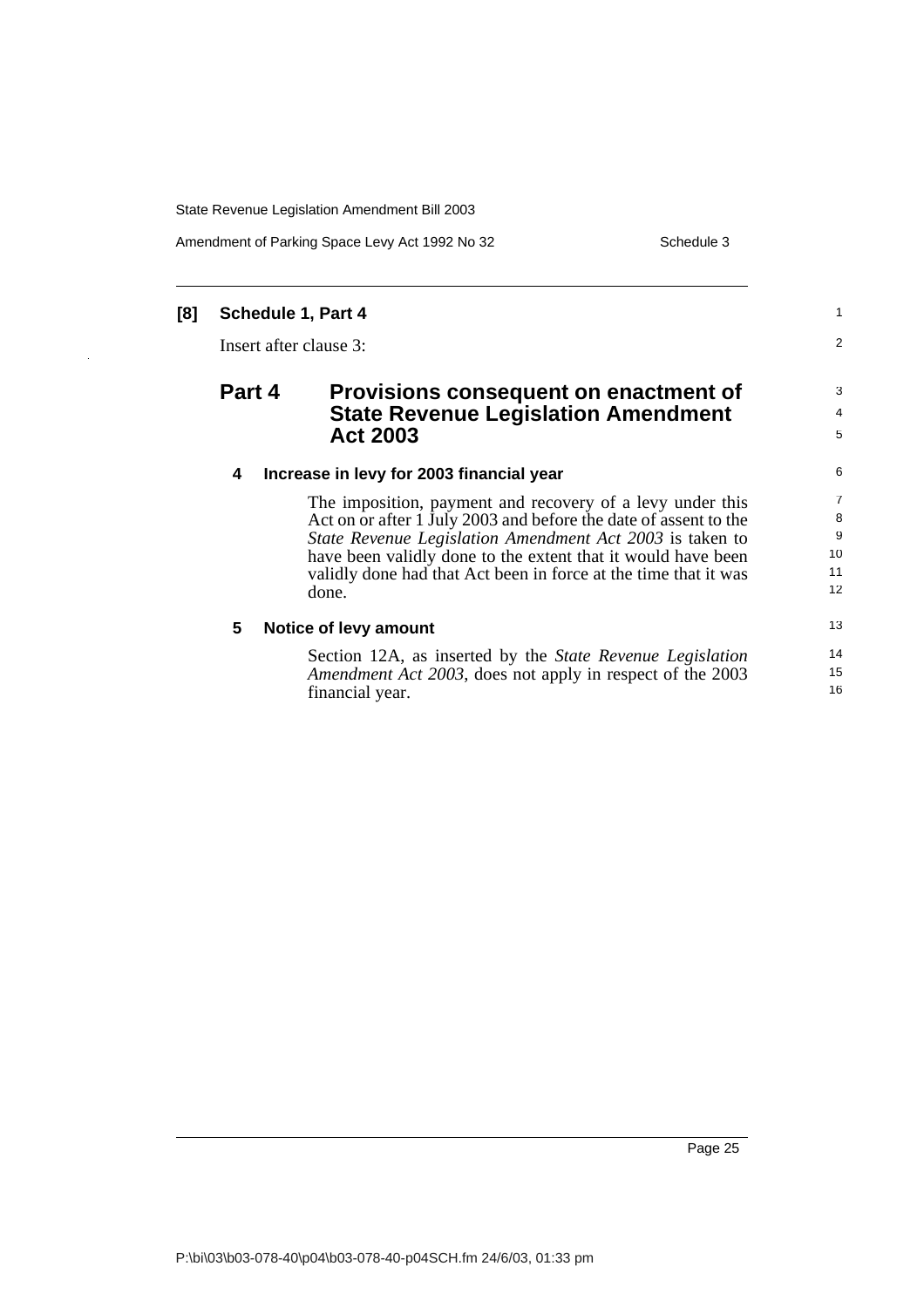**[8] Schedule 1, Part 4**

Insert after clause 3:

## Part 4 Provisions consequent on enactment of State Revenue Legislation Amendment Act 2003

### 4 Increase in levy for 2003 financial year

The imposition, payment and recovery of a levy under this Act on or after 1 July 2003 and before the date of assent to the *State Revenue Legislation Amendment Act 2003* is taken to have been validly done to the extent that it would have been validly done had that Act been in force at the time that it was done.

### 5 Notice of levy amount

Section 12A, as inserted by the *State Revenue Legislation Amendment Act 2003*, does not apply in respect of the 2003 financial year.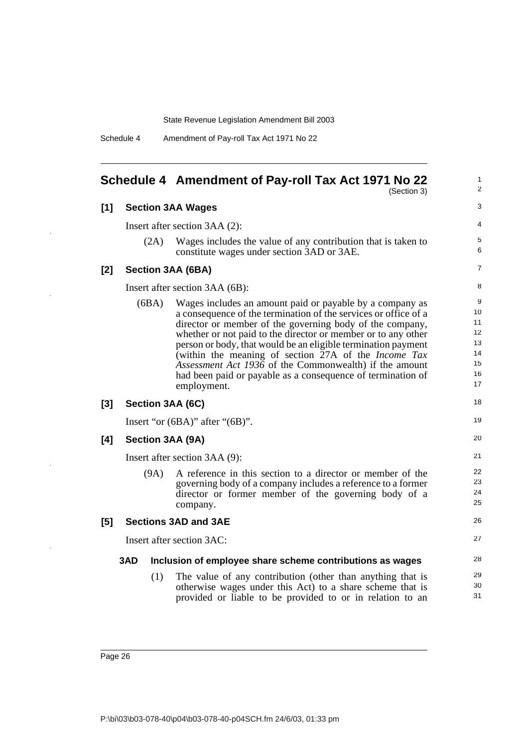# Schedule 4 Amendment of Pay-roll Tax Act 1971 No 22

(Section 3)

## [1] Section 3AA Wages

Insert after section 3AA (2):

(2A) Wages includes the value of any contribution that is taken to constitute wages under section 3AD or 3AE.

## [2] Section 3AA (6BA)

Insert after section 3AA (6B):

(6BA) Wages includes an amount paid or payable by a company as a consequence of the termination of the services or office of a director or member of the governing body of the company, whether or not paid to the director or member or to any other person or body, that would be an eligible termination payment (within the meaning of section 27A of the *Income Tax Assessment Act 1936* of the Commonwealth) if the amount had been paid or payable as a consequence of termination of employment.

## [3] Section 3AA (6C)

Insert "or (6BA)" after "(6B)".

## [4] Section 3AA (9A)

Insert after section 3AA (9):

(9A) A reference in this section to a director or member of the governing body of a company includes a reference to a former director or former member of the governing body of a company.

## [5] Sections 3AD and 3AE

Insert after section 3AC:

### 3AD Inclusion of employee share scheme contributions as wages

(1) The value of any contribution (other than anything that is otherwise wages under this Act) to a share scheme that is provided or liable to be provided to or in relation to an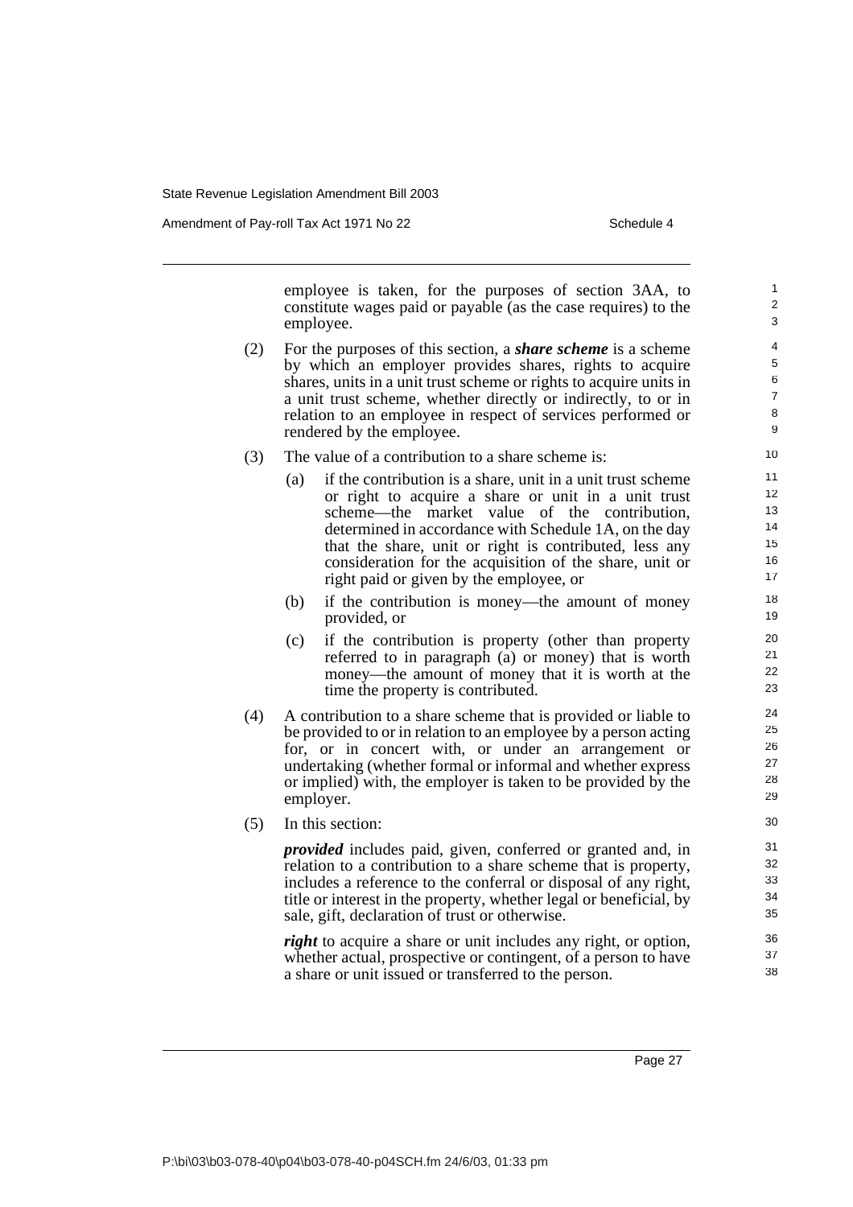employee is taken, for the purposes of section 3AA, to constitute wages paid or payable (as the case requires) to the employee.

(2) For the purposes of this section, a ***share scheme*** is a scheme by which an employer provides shares, rights to acquire shares, units in a unit trust scheme or rights to acquire units in a unit trust scheme, whether directly or indirectly, to or in relation to an employee in respect of services performed or rendered by the employee.

(3) The value of a contribution to a share scheme is:

- (a) if the contribution is a share, unit in a unit trust scheme or right to acquire a share or unit in a unit trust scheme—the market value of the contribution, determined in accordance with Schedule 1A, on the day that the share, unit or right is contributed, less any consideration for the acquisition of the share, unit or right paid or given by the employee, or
- (b) if the contribution is money—the amount of money provided, or
- (c) if the contribution is property (other than property referred to in paragraph (a) or money) that is worth money—the amount of money that it is worth at the time the property is contributed.

(4) A contribution to a share scheme that is provided or liable to be provided to or in relation to an employee by a person acting for, or in concert with, or under an arrangement or undertaking (whether formal or informal and whether express or implied) with, the employer is taken to be provided by the employer.

(5) In this section:

***provided*** includes paid, given, conferred or granted and, in relation to a contribution to a share scheme that is property, includes a reference to the conferral or disposal of any right, title or interest in the property, whether legal or beneficial, by sale, gift, declaration of trust or otherwise.

***right*** to acquire a share or unit includes any right, or option, whether actual, prospective or contingent, of a person to have a share or unit issued or transferred to the person.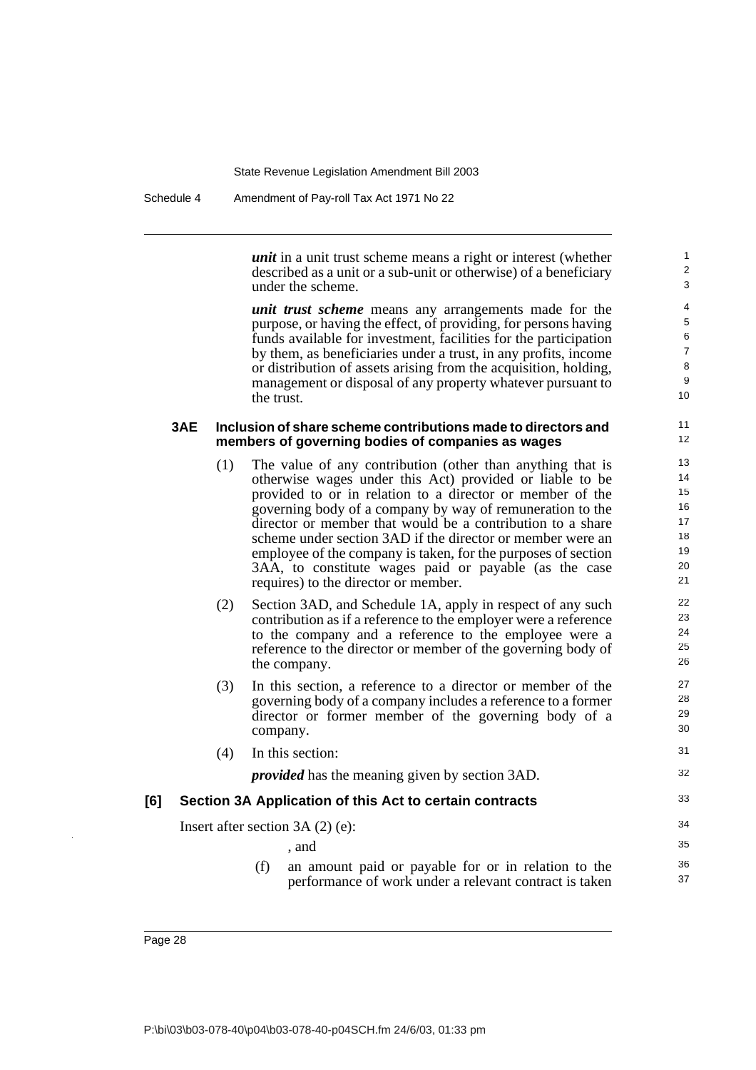***unit*** in a unit trust scheme means a right or interest (whether described as a unit or a sub-unit or otherwise) of a beneficiary under the scheme.

***unit trust scheme*** means any arrangements made for the purpose, or having the effect, of providing, for persons having funds available for investment, facilities for the participation by them, as beneficiaries under a trust, in any profits, income or distribution of assets arising from the acquisition, holding, management or disposal of any property whatever pursuant to the trust.

**3AE Inclusion of share scheme contributions made to directors and members of governing bodies of companies as wages**

(1) The value of any contribution (other than anything that is otherwise wages under this Act) provided or liable to be provided to or in relation to a director or member of the governing body of a company by way of remuneration to the director or member that would be a contribution to a share scheme under section 3AD if the director or member were an employee of the company is taken, for the purposes of section 3AA, to constitute wages paid or payable (as the case requires) to the director or member.

(2) Section 3AD, and Schedule 1A, apply in respect of any such contribution as if a reference to the employer were a reference to the company and a reference to the employee were a reference to the director or member of the governing body of the company.

(3) In this section, a reference to a director or member of the governing body of a company includes a reference to a former director or former member of the governing body of a company.

(4) In this section:

***provided*** has the meaning given by section 3AD.

**[6] Section 3A Application of this Act to certain contracts**

Insert after section 3A (2) (e):

, and

(f) an amount paid or payable for or in relation to the performance of work under a relevant contract is taken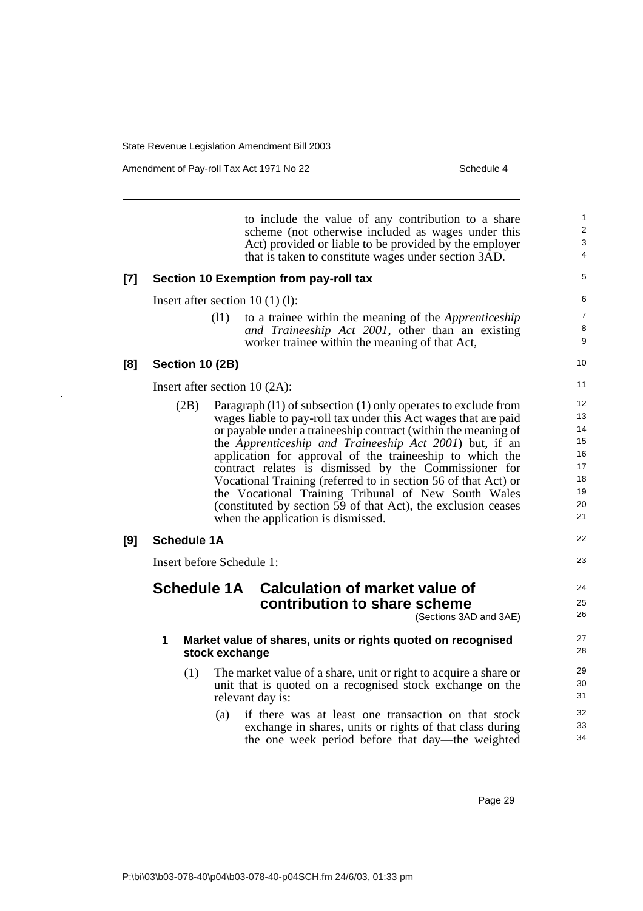to include the value of any contribution to a share scheme (not otherwise included as wages under this Act) provided or liable to be provided by the employer that is taken to constitute wages under section 3AD.

**[7] Section 10 Exemption from pay-roll tax**

Insert after section 10 (1) (l):

(l1) to a trainee within the meaning of the *Apprenticeship and Traineeship Act 2001*, other than an existing worker trainee within the meaning of that Act,

**[8] Section 10 (2B)**

Insert after section 10 (2A):

(2B) Paragraph (l1) of subsection (1) only operates to exclude from wages liable to pay-roll tax under this Act wages that are paid or payable under a traineeship contract (within the meaning of the *Apprenticeship and Traineeship Act 2001*) but, if an application for approval of the traineeship to which the contract relates is dismissed by the Commissioner for Vocational Training (referred to in section 56 of that Act) or the Vocational Training Tribunal of New South Wales (constituted by section 59 of that Act), the exclusion ceases when the application is dismissed.

**[9] Schedule 1A**

Insert before Schedule 1:

## Schedule 1A Calculation of market value of contribution to share scheme

(Sections 3AD and 3AE)

### 1 Market value of shares, units or rights quoted on recognised stock exchange

(1) The market value of a share, unit or right to acquire a share or unit that is quoted on a recognised stock exchange on the relevant day is:

(a) if there was at least one transaction on that stock exchange in shares, units or rights of that class during the one week period before that day—the weighted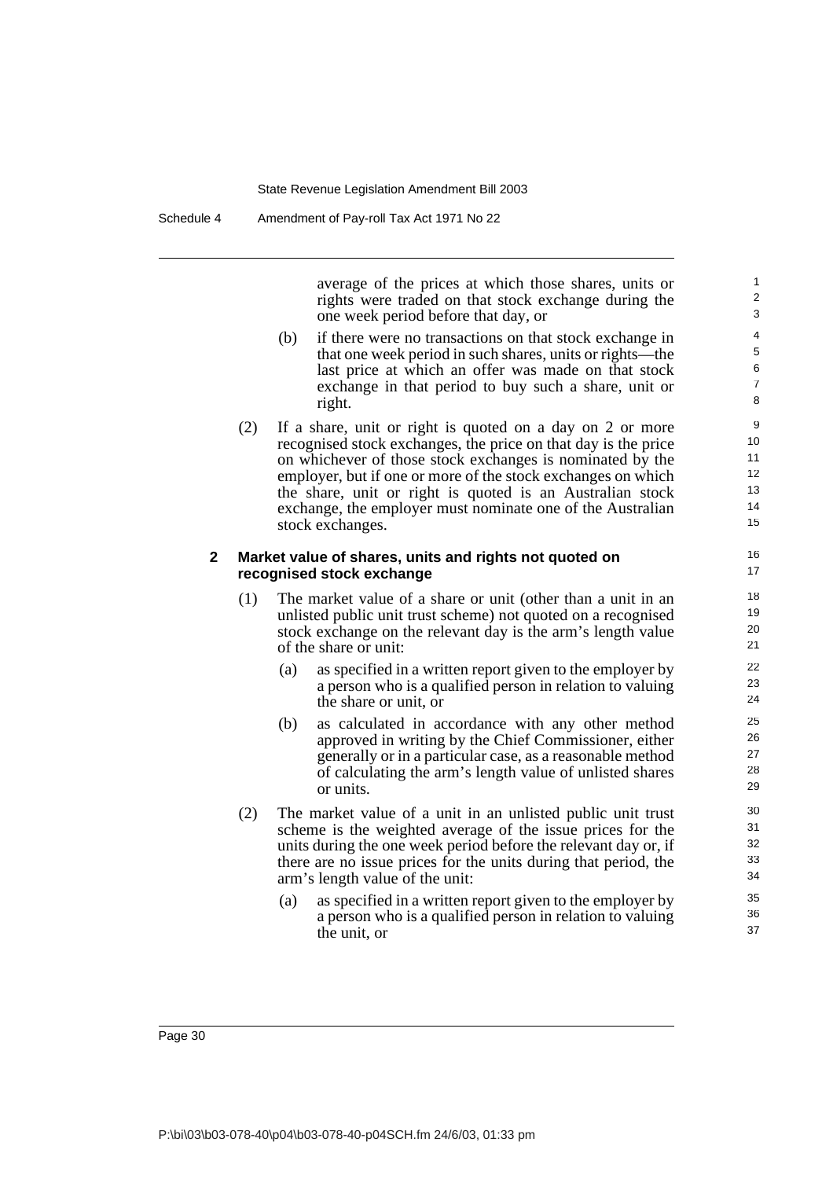average of the prices at which those shares, units or rights were traded on that stock exchange during the one week period before that day, or

(b) if there were no transactions on that stock exchange in that one week period in such shares, units or rights—the last price at which an offer was made on that stock exchange in that period to buy such a share, unit or right.

(2) If a share, unit or right is quoted on a day on 2 or more recognised stock exchanges, the price on that day is the price on whichever of those stock exchanges is nominated by the employer, but if one or more of the stock exchanges on which the share, unit or right is quoted is an Australian stock exchange, the employer must nominate one of the Australian stock exchanges.

**2 Market value of shares, units and rights not quoted on recognised stock exchange**

(1) The market value of a share or unit (other than a unit in an unlisted public unit trust scheme) not quoted on a recognised stock exchange on the relevant day is the arm's length value of the share or unit:

(a) as specified in a written report given to the employer by a person who is a qualified person in relation to valuing the share or unit, or

(b) as calculated in accordance with any other method approved in writing by the Chief Commissioner, either generally or in a particular case, as a reasonable method of calculating the arm's length value of unlisted shares or units.

(2) The market value of a unit in an unlisted public unit trust scheme is the weighted average of the issue prices for the units during the one week period before the relevant day or, if there are no issue prices for the units during that period, the arm's length value of the unit:

(a) as specified in a written report given to the employer by a person who is a qualified person in relation to valuing the unit, or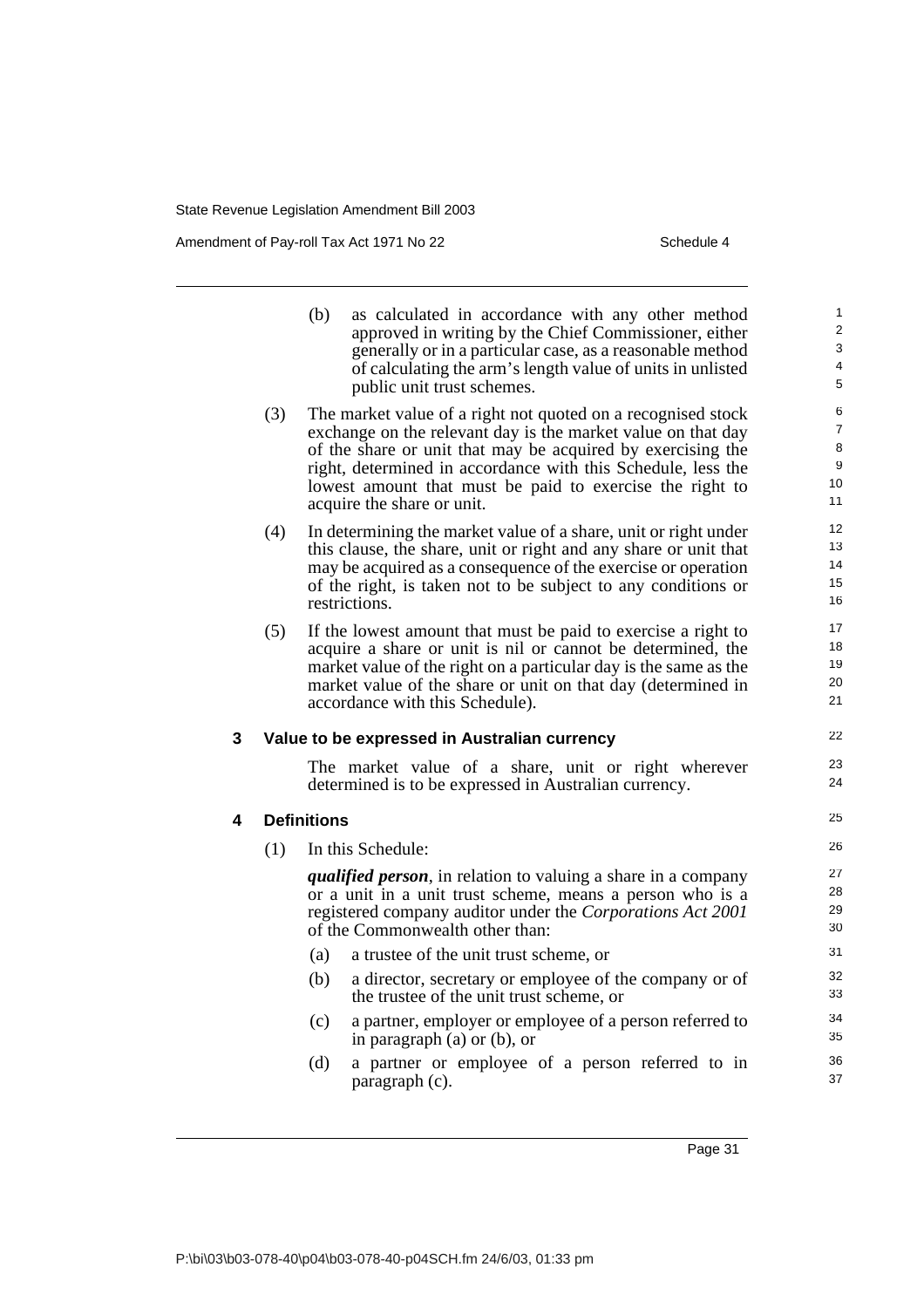(b) as calculated in accordance with any other method approved in writing by the Chief Commissioner, either generally or in a particular case, as a reasonable method of calculating the arm's length value of units in unlisted public unit trust schemes.

(3) The market value of a right not quoted on a recognised stock exchange on the relevant day is the market value on that day of the share or unit that may be acquired by exercising the right, determined in accordance with this Schedule, less the lowest amount that must be paid to exercise the right to acquire the share or unit.

(4) In determining the market value of a share, unit or right under this clause, the share, unit or right and any share or unit that may be acquired as a consequence of the exercise or operation of the right, is taken not to be subject to any conditions or restrictions.

(5) If the lowest amount that must be paid to exercise a right to acquire a share or unit is nil or cannot be determined, the market value of the right on a particular day is the same as the market value of the share or unit on that day (determined in accordance with this Schedule).

### 3 Value to be expressed in Australian currency

The market value of a share, unit or right wherever determined is to be expressed in Australian currency.

### 4 Definitions

(1) In this Schedule:

***qualified person***, in relation to valuing a share in a company or a unit in a unit trust scheme, means a person who is a registered company auditor under the *Corporations Act 2001* of the Commonwealth other than:

(a) a trustee of the unit trust scheme, or

(b) a director, secretary or employee of the company or of the trustee of the unit trust scheme, or

(c) a partner, employer or employee of a person referred to in paragraph (a) or (b), or

(d) a partner or employee of a person referred to in paragraph (c).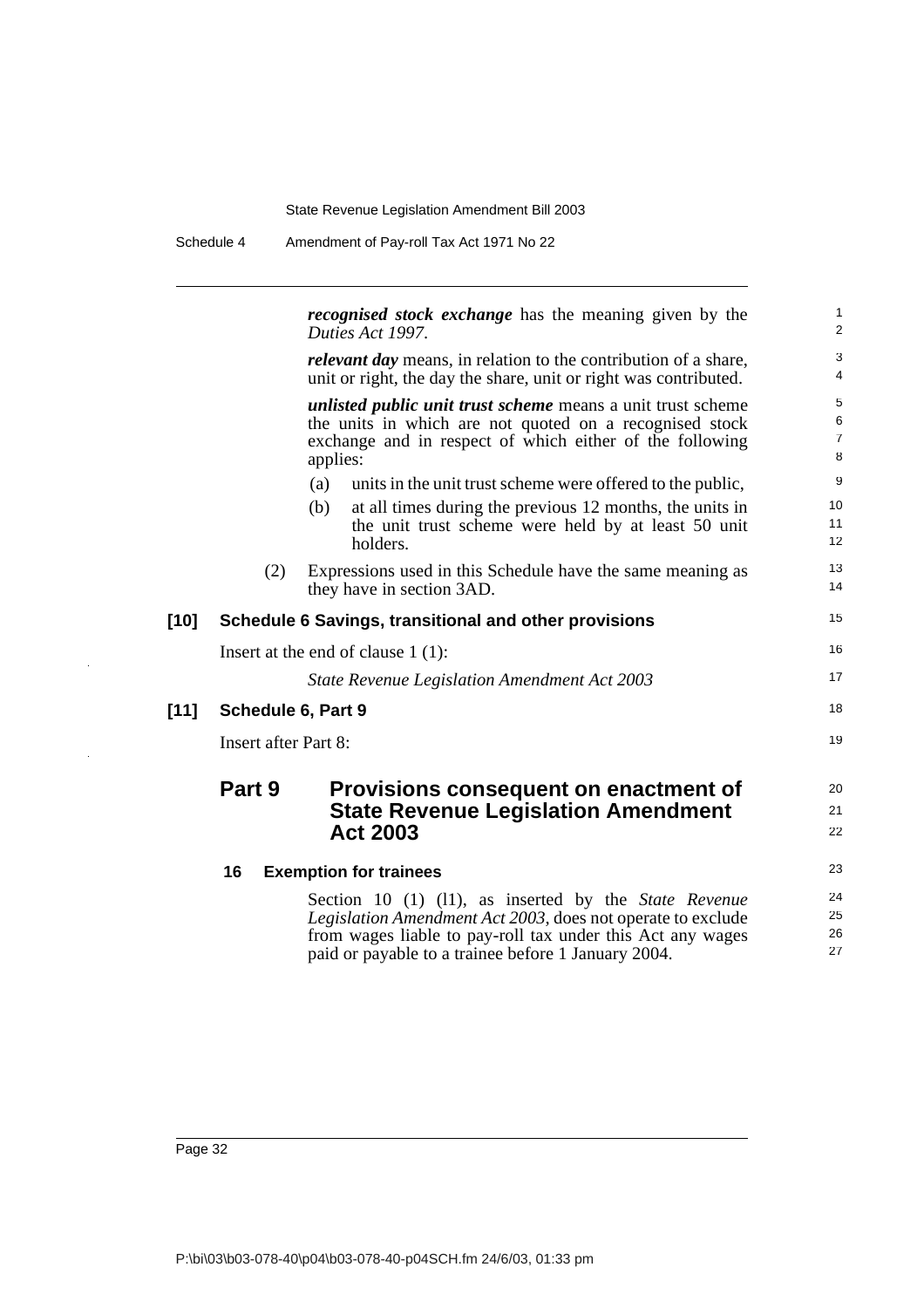***recognised stock exchange*** has the meaning given by the *Duties Act 1997*.

***relevant day*** means, in relation to the contribution of a share, unit or right, the day the share, unit or right was contributed.

***unlisted public unit trust scheme*** means a unit trust scheme the units in which are not quoted on a recognised stock exchange and in respect of which either of the following applies:

(a) units in the unit trust scheme were offered to the public,

(b) at all times during the previous 12 months, the units in the unit trust scheme were held by at least 50 unit holders.

(2) Expressions used in this Schedule have the same meaning as they have in section 3AD.

**[10] Schedule 6 Savings, transitional and other provisions**

Insert at the end of clause 1 (1):

*State Revenue Legislation Amendment Act 2003*

**[11] Schedule 6, Part 9**

Insert after Part 8:

## Part 9 Provisions consequent on enactment of State Revenue Legislation Amendment Act 2003

### 16 Exemption for trainees

Section 10 (1) (l1), as inserted by the *State Revenue Legislation Amendment Act 2003*, does not operate to exclude from wages liable to pay-roll tax under this Act any wages paid or payable to a trainee before 1 January 2004.